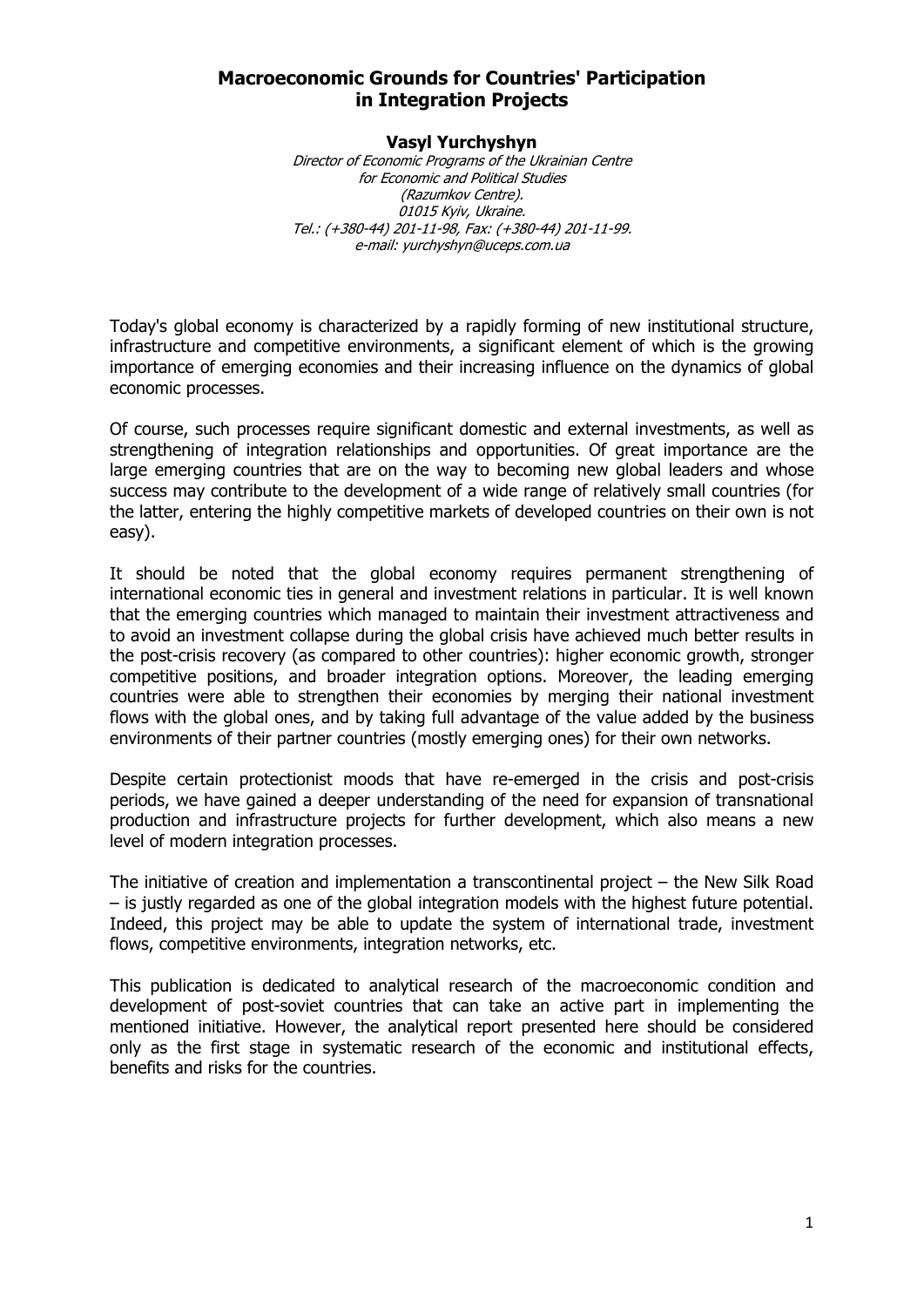# Macroeconomic Grounds for Countries' Participation in Integration Projects

**Vasyl Yurchyshyn**

*Director of Economic Programs of the Ukrainian Centre for Economic and Political Studies (Razumkov Centre).*
*01015 Kyiv, Ukraine.*
*Tel.: (+380-44) 201-11-98, Fax: (+380-44) 201-11-99.*
*e-mail: yurchyshyn@uceps.com.ua*

Today's global economy is characterized by a rapidly forming of new institutional structure, infrastructure and competitive environments, a significant element of which is the growing importance of emerging economies and their increasing influence on the dynamics of global economic processes.

Of course, such processes require significant domestic and external investments, as well as strengthening of integration relationships and opportunities. Of great importance are the large emerging countries that are on the way to becoming new global leaders and whose success may contribute to the development of a wide range of relatively small countries (for the latter, entering the highly competitive markets of developed countries on their own is not easy).

It should be noted that the global economy requires permanent strengthening of international economic ties in general and investment relations in particular. It is well known that the emerging countries which managed to maintain their investment attractiveness and to avoid an investment collapse during the global crisis have achieved much better results in the post-crisis recovery (as compared to other countries): higher economic growth, stronger competitive positions, and broader integration options. Moreover, the leading emerging countries were able to strengthen their economies by merging their national investment flows with the global ones, and by taking full advantage of the value added by the business environments of their partner countries (mostly emerging ones) for their own networks.

Despite certain protectionist moods that have re-emerged in the crisis and post-crisis periods, we have gained a deeper understanding of the need for expansion of transnational production and infrastructure projects for further development, which also means a new level of modern integration processes.

The initiative of creation and implementation a transcontinental project – the New Silk Road – is justly regarded as one of the global integration models with the highest future potential. Indeed, this project may be able to update the system of international trade, investment flows, competitive environments, integration networks, etc.

This publication is dedicated to analytical research of the macroeconomic condition and development of post-soviet countries that can take an active part in implementing the mentioned initiative. However, the analytical report presented here should be considered only as the first stage in systematic research of the economic and institutional effects, benefits and risks for the countries.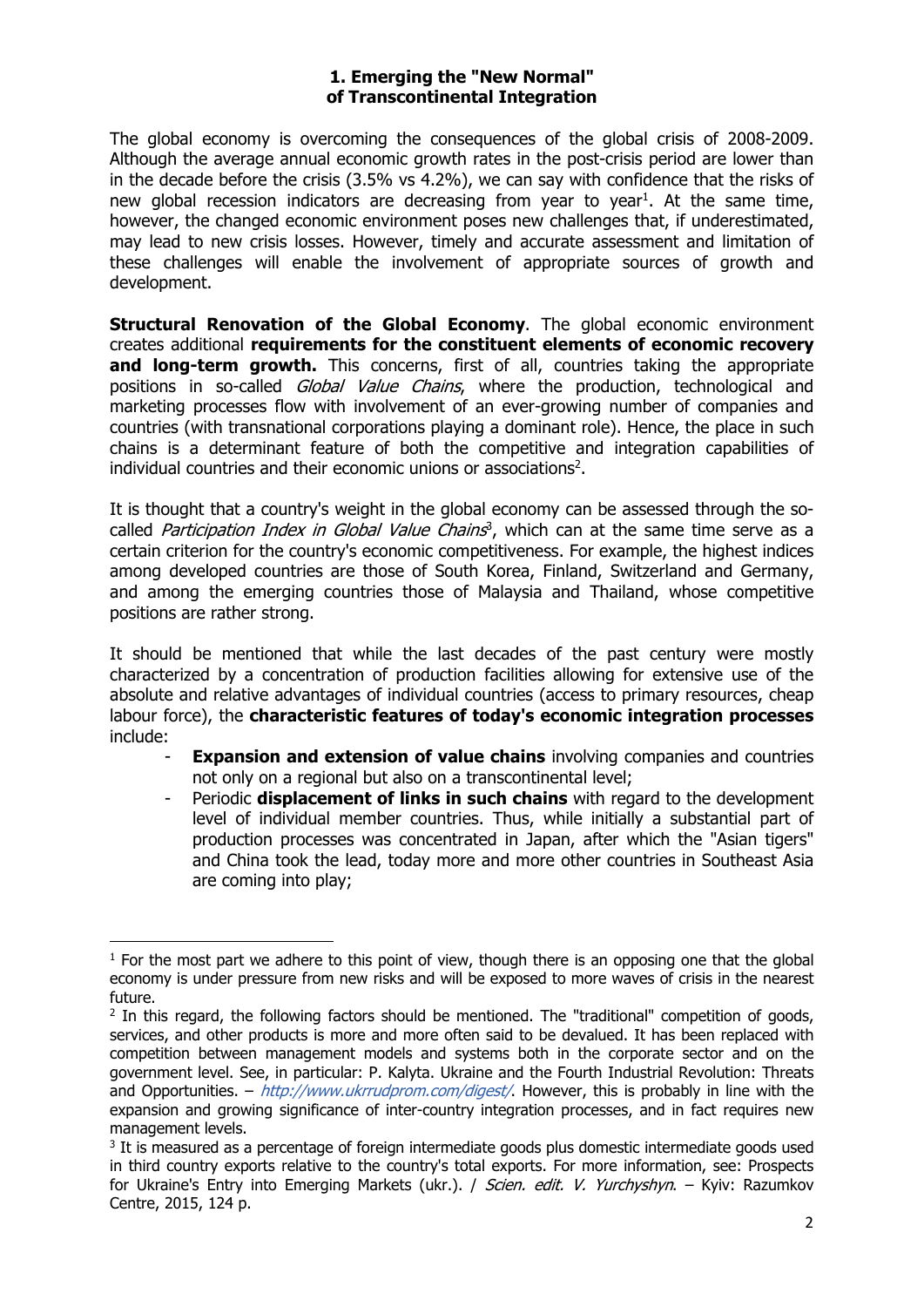## 1. Emerging the "New Normal" of Transcontinental Integration

The global economy is overcoming the consequences of the global crisis of 2008-2009. Although the average annual economic growth rates in the post-crisis period are lower than in the decade before the crisis (3.5% vs 4.2%), we can say with confidence that the risks of new global recession indicators are decreasing from year to year[1]. At the same time, however, the changed economic environment poses new challenges that, if underestimated, may lead to new crisis losses. However, timely and accurate assessment and limitation of these challenges will enable the involvement of appropriate sources of growth and development.

**Structural Renovation of the Global Economy**. The global economic environment creates additional **requirements for the constituent elements of economic recovery and long-term growth.** This concerns, first of all, countries taking the appropriate positions in so-called *Global Value Chains*, where the production, technological and marketing processes flow with involvement of an ever-growing number of companies and countries (with transnational corporations playing a dominant role). Hence, the place in such chains is a determinant feature of both the competitive and integration capabilities of individual countries and their economic unions or associations[2].

It is thought that a country's weight in the global economy can be assessed through the so-called *Participation Index in Global Value Chains*[3], which can at the same time serve as a certain criterion for the country's economic competitiveness. For example, the highest indices among developed countries are those of South Korea, Finland, Switzerland and Germany, and among the emerging countries those of Malaysia and Thailand, whose competitive positions are rather strong.

It should be mentioned that while the last decades of the past century were mostly characterized by a concentration of production facilities allowing for extensive use of the absolute and relative advantages of individual countries (access to primary resources, cheap labour force), the **characteristic features of today's economic integration processes** include:

- **Expansion and extension of value chains** involving companies and countries not only on a regional but also on a transcontinental level;
- Periodic **displacement of links in such chains** with regard to the development level of individual member countries. Thus, while initially a substantial part of production processes was concentrated in Japan, after which the "Asian tigers" and China took the lead, today more and more other countries in Southeast Asia are coming into play;

---

[1] For the most part we adhere to this point of view, though there is an opposing one that the global economy is under pressure from new risks and will be exposed to more waves of crisis in the nearest future.

[2] In this regard, the following factors should be mentioned. The "traditional" competition of goods, services, and other products is more and more often said to be devalued. It has been replaced with competition between management models and systems both in the corporate sector and on the government level. See, in particular: P. Kalyta. Ukraine and the Fourth Industrial Revolution: Threats and Opportunities. – *http://www.ukrrudprom.com/digest/*. However, this is probably in line with the expansion and growing significance of inter-country integration processes, and in fact requires new management levels.

[3] It is measured as a percentage of foreign intermediate goods plus domestic intermediate goods used in third country exports relative to the country's total exports. For more information, see: Prospects for Ukraine's Entry into Emerging Markets (ukr.). / *Scien. edit. V. Yurchyshyn*. – Kyiv: Razumkov Centre, 2015, 124 p.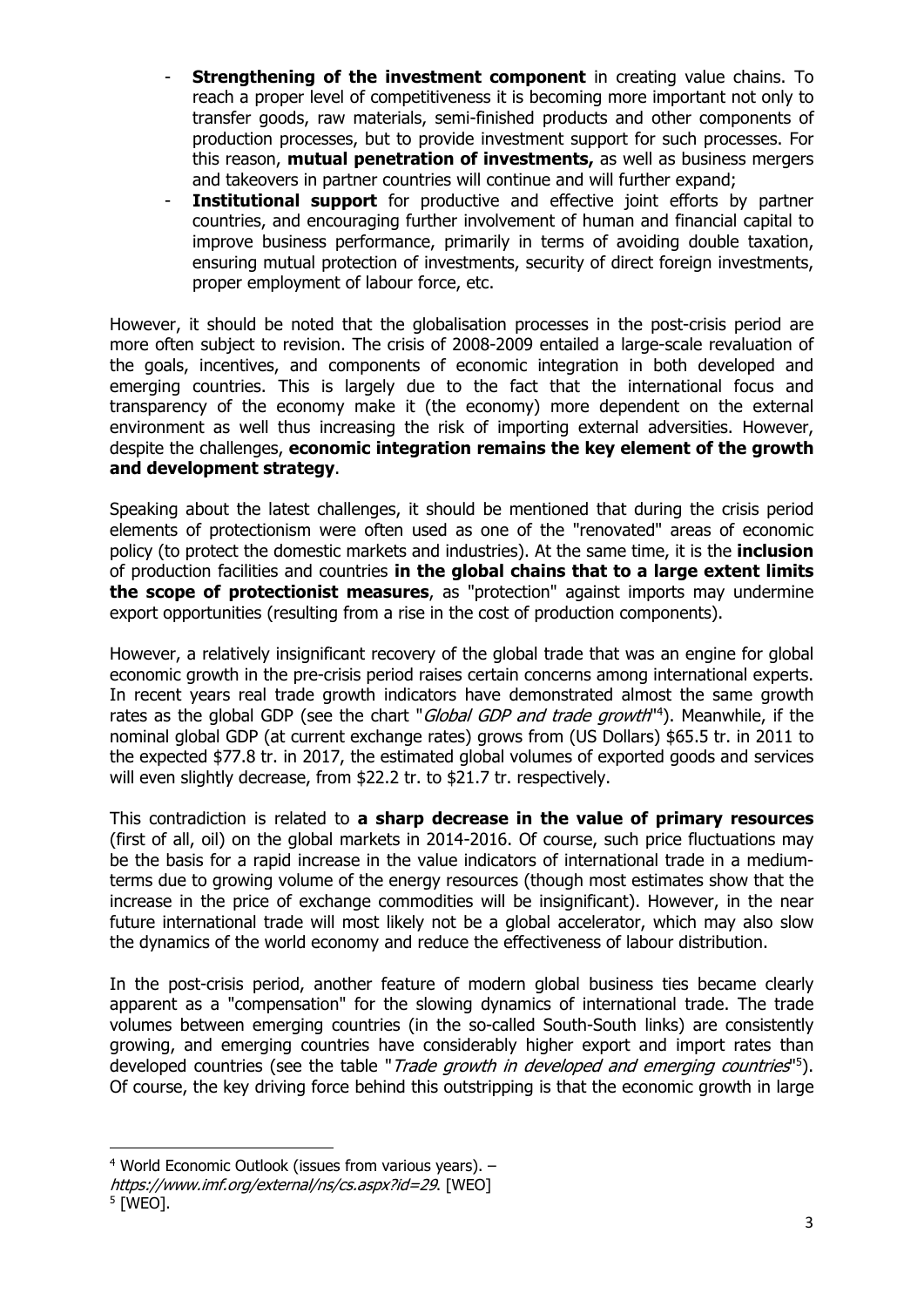- **Strengthening of the investment component** in creating value chains. To reach a proper level of competitiveness it is becoming more important not only to transfer goods, raw materials, semi-finished products and other components of production processes, but to provide investment support for such processes. For this reason, **mutual penetration of investments,** as well as business mergers and takeovers in partner countries will continue and will further expand;
- **Institutional support** for productive and effective joint efforts by partner countries, and encouraging further involvement of human and financial capital to improve business performance, primarily in terms of avoiding double taxation, ensuring mutual protection of investments, security of direct foreign investments, proper employment of labour force, etc.

However, it should be noted that the globalisation processes in the post-crisis period are more often subject to revision. The crisis of 2008-2009 entailed a large-scale revaluation of the goals, incentives, and components of economic integration in both developed and emerging countries. This is largely due to the fact that the international focus and transparency of the economy make it (the economy) more dependent on the external environment as well thus increasing the risk of importing external adversities. However, despite the challenges, **economic integration remains the key element of the growth and development strategy**.

Speaking about the latest challenges, it should be mentioned that during the crisis period elements of protectionism were often used as one of the "renovated" areas of economic policy (to protect the domestic markets and industries). At the same time, it is the **inclusion** of production facilities and countries **in the global chains that to a large extent limits the scope of protectionist measures**, as "protection" against imports may undermine export opportunities (resulting from a rise in the cost of production components).

However, a relatively insignificant recovery of the global trade that was an engine for global economic growth in the pre-crisis period raises certain concerns among international experts. In recent years real trade growth indicators have demonstrated almost the same growth rates as the global GDP (see the chart "*Global GDP and trade growth*"[4]). Meanwhile, if the nominal global GDP (at current exchange rates) grows from (US Dollars) $65.5 tr. in 2011 to the expected $77.8 tr. in 2017, the estimated global volumes of exported goods and services will even slightly decrease, from $22.2 tr. to $21.7 tr. respectively.

This contradiction is related to **a sharp decrease in the value of primary resources** (first of all, oil) on the global markets in 2014-2016. Of course, such price fluctuations may be the basis for a rapid increase in the value indicators of international trade in a medium-terms due to growing volume of the energy resources (though most estimates show that the increase in the price of exchange commodities will be insignificant). However, in the near future international trade will most likely not be a global accelerator, which may also slow the dynamics of the world economy and reduce the effectiveness of labour distribution.

In the post-crisis period, another feature of modern global business ties became clearly apparent as a "compensation" for the slowing dynamics of international trade. The trade volumes between emerging countries (in the so-called South-South links) are consistently growing, and emerging countries have considerably higher export and import rates than developed countries (see the table "*Trade growth in developed and emerging countries*"[5]). Of course, the key driving force behind this outstripping is that the economic growth in large

[4] World Economic Outlook (issues from various years). – *https://www.imf.org/external/ns/cs.aspx?id=29*. [WEO]

[5] [WEO].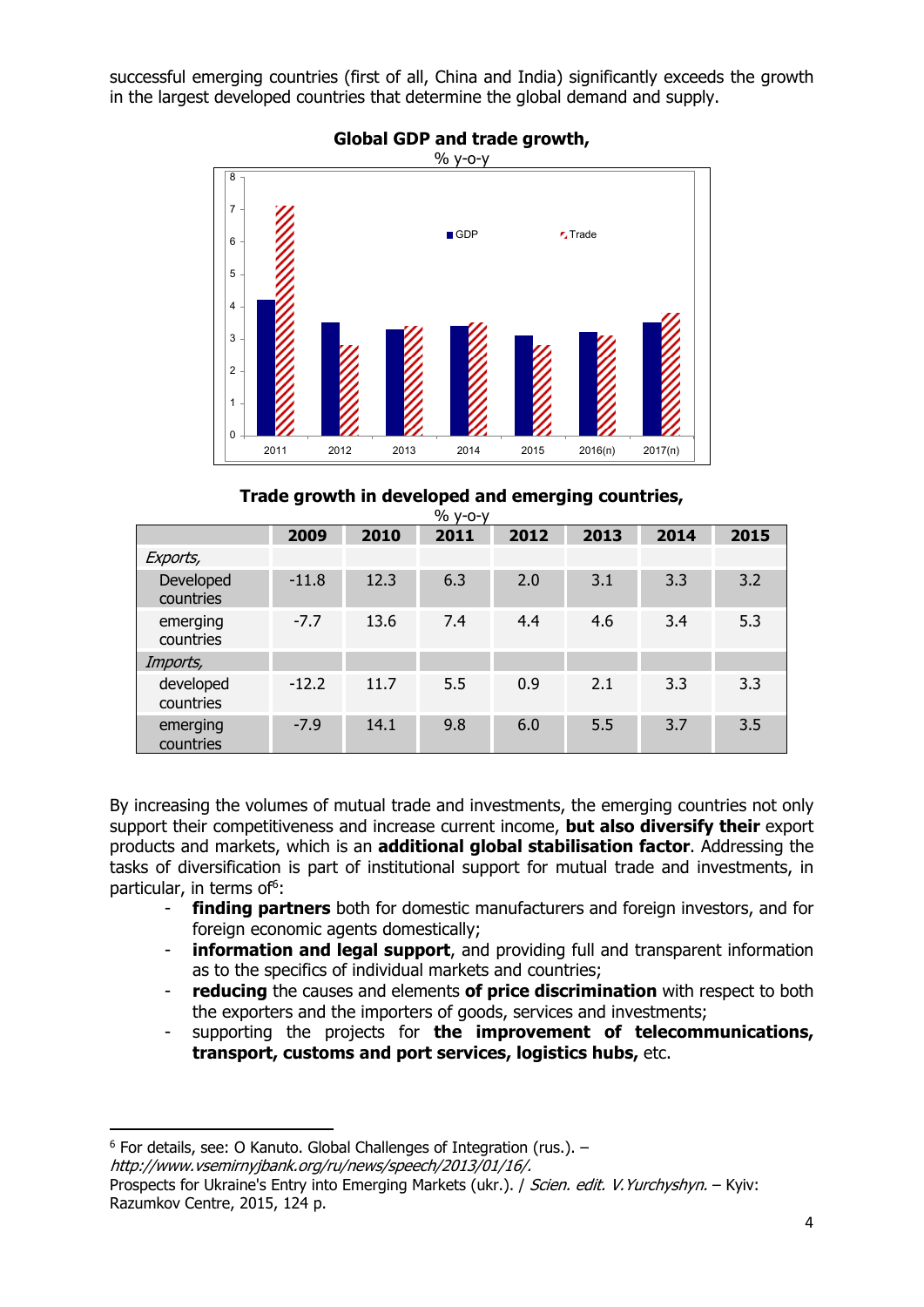successful emerging countries (first of all, China and India) significantly exceeds the growth in the largest developed countries that determine the global demand and supply.

**Global GDP and trade growth,**
% y-o-y

**Trade growth in developed and emerging countries,**
% y-o-y

| | 2009 | 2010 | 2011 | 2012 | 2013 | 2014 | 2015 |
|---|---|---|---|---|---|---|---|
| *Exports,* | | | | | | | |
| Developed countries | -11.8 | 12.3 | 6.3 | 2.0 | 3.1 | 3.3 | 3.2 |
| emerging countries | -7.7 | 13.6 | 7.4 | 4.4 | 4.6 | 3.4 | 5.3 |
| *Imports,* | | | | | | | |
| developed countries | -12.2 | 11.7 | 5.5 | 0.9 | 2.1 | 3.3 | 3.3 |
| emerging countries | -7.9 | 14.1 | 9.8 | 6.0 | 5.5 | 3.7 | 3.5 |

By increasing the volumes of mutual trade and investments, the emerging countries not only support their competitiveness and increase current income, **but also diversify their** export products and markets, which is an **additional global stabilisation factor**. Addressing the tasks of diversification is part of institutional support for mutual trade and investments, in particular, in terms of[6]:

- **finding partners** both for domestic manufacturers and foreign investors, and for foreign economic agents domestically;
- **information and legal support**, and providing full and transparent information as to the specifics of individual markets and countries;
- **reducing** the causes and elements **of price discrimination** with respect to both the exporters and the importers of goods, services and investments;
- supporting the projects for **the improvement of telecommunications, transport, customs and port services, logistics hubs,** etc.

[6] For details, see: O Kanuto. Global Challenges of Integration (rus.). – *http://www.vsemirnyjbank.org/ru/news/speech/2013/01/16/.*
Prospects for Ukraine's Entry into Emerging Markets (ukr.). / *Scien. edit. V.Yurchyshyn.* – Kyiv: Razumkov Centre, 2015, 124 p.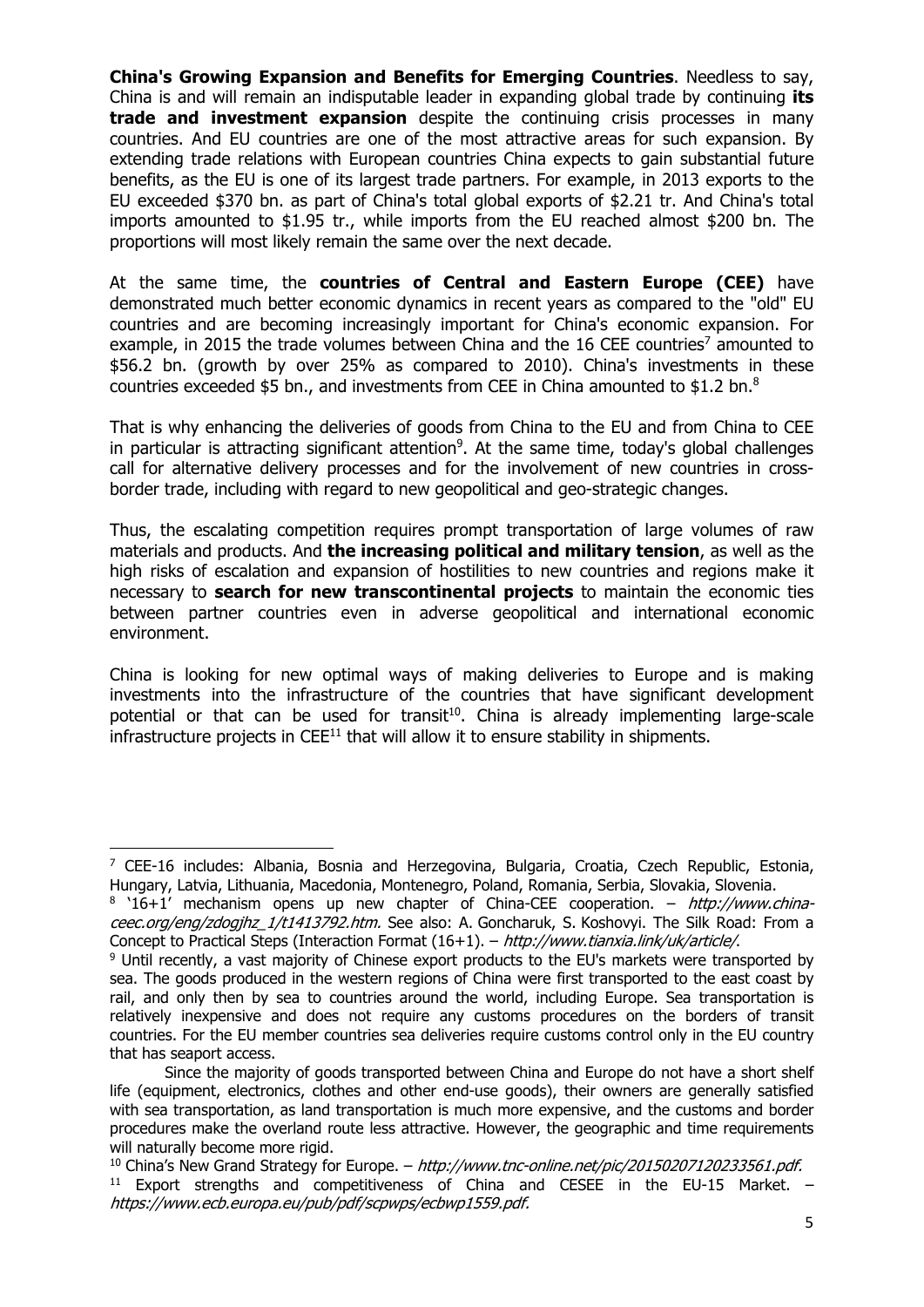**China's Growing Expansion and Benefits for Emerging Countries**. Needless to say, China is and will remain an indisputable leader in expanding global trade by continuing **its trade and investment expansion** despite the continuing crisis processes in many countries. And EU countries are one of the most attractive areas for such expansion. By extending trade relations with European countries China expects to gain substantial future benefits, as the EU is one of its largest trade partners. For example, in 2013 exports to the EU exceeded $370 bn. as part of China's total global exports of $2.21 tr. And China's total imports amounted to $1.95 tr., while imports from the EU reached almost $200 bn. The proportions will most likely remain the same over the next decade.

At the same time, the **countries of Central and Eastern Europe (CEE)** have demonstrated much better economic dynamics in recent years as compared to the "old" EU countries and are becoming increasingly important for China's economic expansion. For example, in 2015 the trade volumes between China and the 16 CEE countries[7] amounted to $56.2 bn. (growth by over 25% as compared to 2010). China's investments in these countries exceeded $5 bn., and investments from CEE in China amounted to $1.2 bn.[8]

That is why enhancing the deliveries of goods from China to the EU and from China to CEE in particular is attracting significant attention[9]. At the same time, today's global challenges call for alternative delivery processes and for the involvement of new countries in cross-border trade, including with regard to new geopolitical and geo-strategic changes.

Thus, the escalating competition requires prompt transportation of large volumes of raw materials and products. And **the increasing political and military tension**, as well as the high risks of escalation and expansion of hostilities to new countries and regions make it necessary to **search for new transcontinental projects** to maintain the economic ties between partner countries even in adverse geopolitical and international economic environment.

China is looking for new optimal ways of making deliveries to Europe and is making investments into the infrastructure of the countries that have significant development potential or that can be used for transit[10]. China is already implementing large-scale infrastructure projects in CEE[11] that will allow it to ensure stability in shipments.

---

[7] CEE-16 includes: Albania, Bosnia and Herzegovina, Bulgaria, Croatia, Czech Republic, Estonia, Hungary, Latvia, Lithuania, Macedonia, Montenegro, Poland, Romania, Serbia, Slovakia, Slovenia.

[8] '16+1' mechanism opens up new chapter of China-CEE cooperation. – *http://www.china-ceec.org/eng/zdogjhz_1/t1413792.htm.* See also: A. Goncharuk, S. Koshovyi. The Silk Road: From a Concept to Practical Steps (Interaction Format (16+1). – *http://www.tianxia.link/uk/article/.*

[9] Until recently, a vast majority of Chinese export products to the EU's markets were transported by sea. The goods produced in the western regions of China were first transported to the east coast by rail, and only then by sea to countries around the world, including Europe. Sea transportation is relatively inexpensive and does not require any customs procedures on the borders of transit countries. For the EU member countries sea deliveries require customs control only in the EU country that has seaport access.

Since the majority of goods transported between China and Europe do not have a short shelf life (equipment, electronics, clothes and other end-use goods), their owners are generally satisfied with sea transportation, as land transportation is much more expensive, and the customs and border procedures make the overland route less attractive. However, the geographic and time requirements will naturally become more rigid.

[10] China's New Grand Strategy for Europe. – *http://www.tnc-online.net/pic/20150207120233561.pdf.*

[11] Export strengths and competitiveness of China and CESEE in the EU-15 Market. – *https://www.ecb.europa.eu/pub/pdf/scpwps/ecbwp1559.pdf.*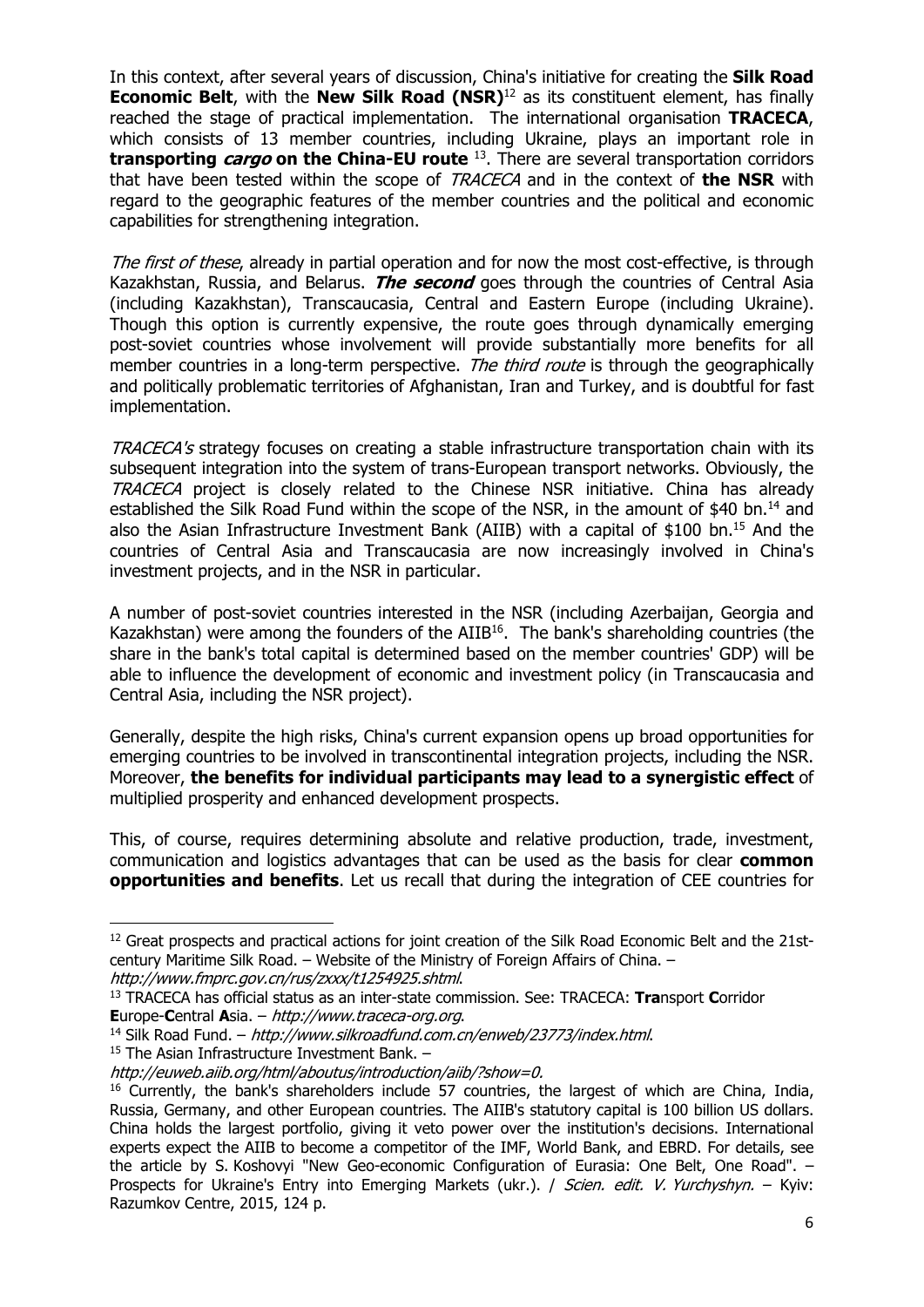In this context, after several years of discussion, China's initiative for creating the **Silk Road Economic Belt**, with the **New Silk Road (NSR)**[12] as its constituent element, has finally reached the stage of practical implementation. The international organisation **TRACECA**, which consists of 13 member countries, including Ukraine, plays an important role in **transporting *cargo* on the China-EU route** [13]. There are several transportation corridors that have been tested within the scope of *TRACECA* and in the context of **the NSR** with regard to the geographic features of the member countries and the political and economic capabilities for strengthening integration.

*The first of these*, already in partial operation and for now the most cost-effective, is through Kazakhstan, Russia, and Belarus. ***The second*** goes through the countries of Central Asia (including Kazakhstan), Transcaucasia, Central and Eastern Europe (including Ukraine). Though this option is currently expensive, the route goes through dynamically emerging post-soviet countries whose involvement will provide substantially more benefits for all member countries in a long-term perspective. *The third route* is through the geographically and politically problematic territories of Afghanistan, Iran and Turkey, and is doubtful for fast implementation.

*TRACECA's* strategy focuses on creating a stable infrastructure transportation chain with its subsequent integration into the system of trans-European transport networks. Obviously, the *TRACECA* project is closely related to the Chinese NSR initiative. China has already established the Silk Road Fund within the scope of the NSR, in the amount of $40 bn.[14] and also the Asian Infrastructure Investment Bank (AIIB) with a capital of $100 bn.[15] And the countries of Central Asia and Transcaucasia are now increasingly involved in China's investment projects, and in the NSR in particular.

A number of post-soviet countries interested in the NSR (including Azerbaijan, Georgia and Kazakhstan) were among the founders of the AIIB[16]. The bank's shareholding countries (the share in the bank's total capital is determined based on the member countries' GDP) will be able to influence the development of economic and investment policy (in Transcaucasia and Central Asia, including the NSR project).

Generally, despite the high risks, China's current expansion opens up broad opportunities for emerging countries to be involved in transcontinental integration projects, including the NSR. Moreover, **the benefits for individual participants may lead to a synergistic effect** of multiplied prosperity and enhanced development prospects.

This, of course, requires determining absolute and relative production, trade, investment, communication and logistics advantages that can be used as the basis for clear **common opportunities and benefits**. Let us recall that during the integration of CEE countries for

---

[12] Great prospects and practical actions for joint creation of the Silk Road Economic Belt and the 21st-century Maritime Silk Road. – Website of the Ministry of Foreign Affairs of China. – *http://www.fmprc.gov.cn/rus/zxxx/t1254925.shtml*.

[13] TRACECA has official status as an inter-state commission. See: TRACECA: **Tra**nsport **C**orridor **E**urope-**C**entral **A**sia. – *http://www.traceca-org.org*.

[14] Silk Road Fund. – *http://www.silkroadfund.com.cn/enweb/23773/index.html*.

[15] The Asian Infrastructure Investment Bank. – *http://euweb.aiib.org/html/aboutus/introduction/aiib/?show=0.*

[16] Currently, the bank's shareholders include 57 countries, the largest of which are China, India, Russia, Germany, and other European countries. The AIIB's statutory capital is 100 billion US dollars. China holds the largest portfolio, giving it veto power over the institution's decisions. International experts expect the AIIB to become a competitor of the IMF, World Bank, and EBRD. For details, see the article by S. Koshovyi "New Geo-economic Configuration of Eurasia: One Belt, One Road". – Prospects for Ukraine's Entry into Emerging Markets (ukr.). / *Scien. edit. V. Yurchyshyn.* – Kyiv: Razumkov Centre, 2015, 124 p.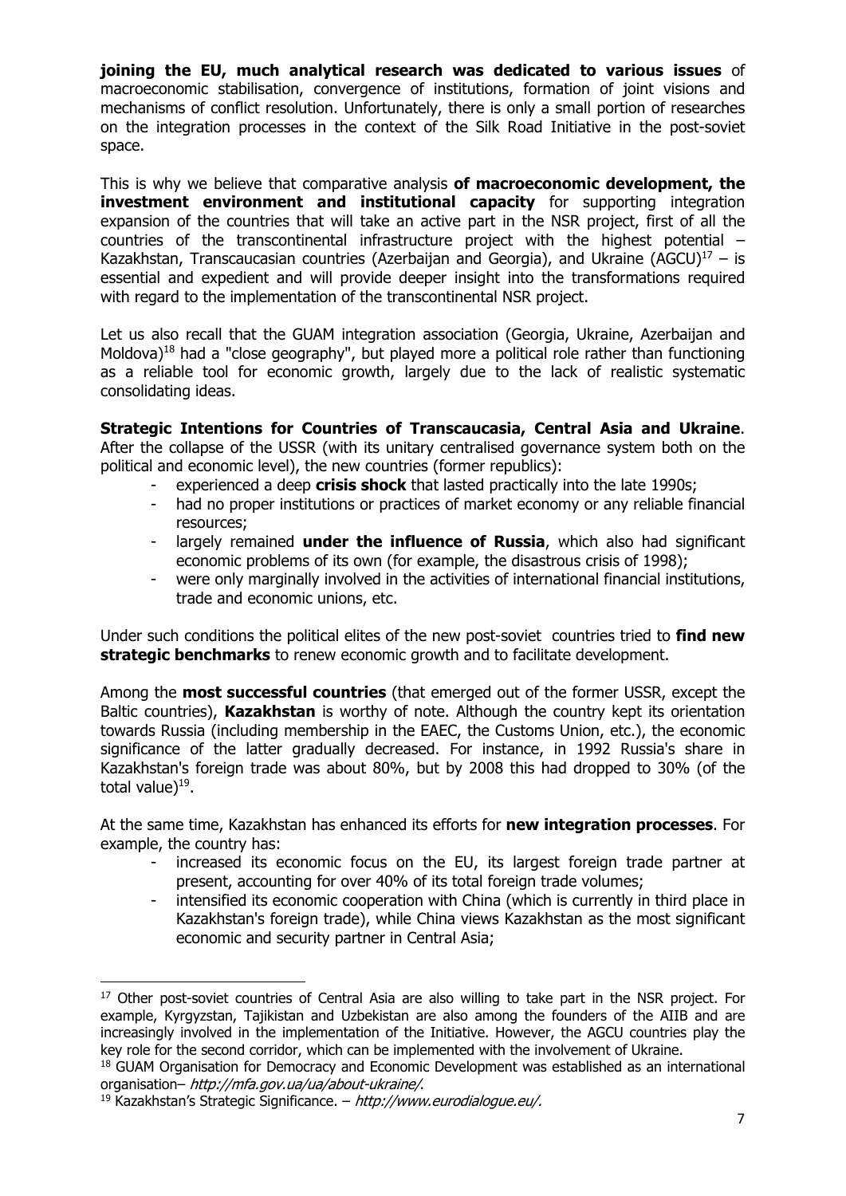**joining the EU, much analytical research was dedicated to various issues** of macroeconomic stabilisation, convergence of institutions, formation of joint visions and mechanisms of conflict resolution. Unfortunately, there is only a small portion of researches on the integration processes in the context of the Silk Road Initiative in the post-soviet space.

This is why we believe that comparative analysis **of macroeconomic development, the investment environment and institutional capacity** for supporting integration expansion of the countries that will take an active part in the NSR project, first of all the countries of the transcontinental infrastructure project with the highest potential – Kazakhstan, Transcaucasian countries (Azerbaijan and Georgia), and Ukraine (AGCU)[17] – is essential and expedient and will provide deeper insight into the transformations required with regard to the implementation of the transcontinental NSR project.

Let us also recall that the GUAM integration association (Georgia, Ukraine, Azerbaijan and Moldova)[18] had a "close geography", but played more a political role rather than functioning as a reliable tool for economic growth, largely due to the lack of realistic systematic consolidating ideas.

**Strategic Intentions for Countries of Transcaucasia, Central Asia and Ukraine**. After the collapse of the USSR (with its unitary centralised governance system both on the political and economic level), the new countries (former republics):

- experienced a deep **crisis shock** that lasted practically into the late 1990s;
- had no proper institutions or practices of market economy or any reliable financial resources;
- largely remained **under the influence of Russia**, which also had significant economic problems of its own (for example, the disastrous crisis of 1998);
- were only marginally involved in the activities of international financial institutions, trade and economic unions, etc.

Under such conditions the political elites of the new post-soviet countries tried to **find new strategic benchmarks** to renew economic growth and to facilitate development.

Among the **most successful countries** (that emerged out of the former USSR, except the Baltic countries), **Kazakhstan** is worthy of note. Although the country kept its orientation towards Russia (including membership in the EAEC, the Customs Union, etc.), the economic significance of the latter gradually decreased. For instance, in 1992 Russia's share in Kazakhstan's foreign trade was about 80%, but by 2008 this had dropped to 30% (of the total value)[19].

At the same time, Kazakhstan has enhanced its efforts for **new integration processes**. For example, the country has:

- increased its economic focus on the EU, its largest foreign trade partner at present, accounting for over 40% of its total foreign trade volumes;
- intensified its economic cooperation with China (which is currently in third place in Kazakhstan's foreign trade), while China views Kazakhstan as the most significant economic and security partner in Central Asia;

---

[17] Other post-soviet countries of Central Asia are also willing to take part in the NSR project. For example, Kyrgyzstan, Tajikistan and Uzbekistan are also among the founders of the AIIB and are increasingly involved in the implementation of the Initiative. However, the AGCU countries play the key role for the second corridor, which can be implemented with the involvement of Ukraine.

[18] GUAM Organisation for Democracy and Economic Development was established as an international organisation– *http://mfa.gov.ua/ua/about-ukraine/*.

[19] Kazakhstan's Strategic Significance. – *http://www.eurodialogue.eu/.*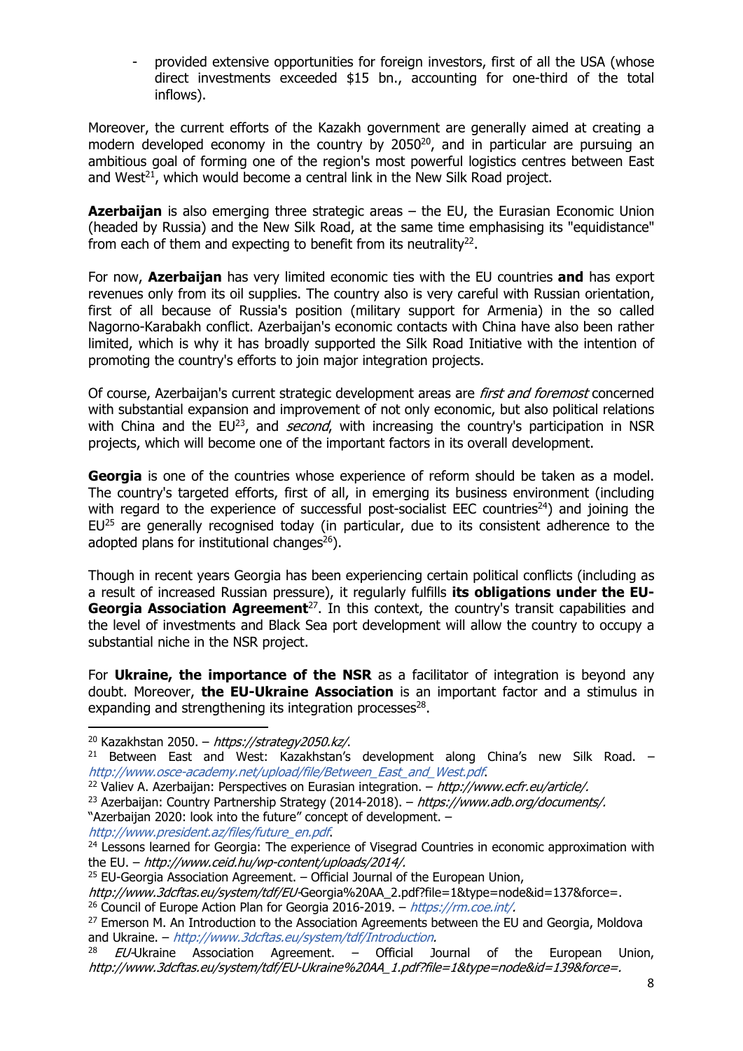- provided extensive opportunities for foreign investors, first of all the USA (whose direct investments exceeded $15 bn., accounting for one-third of the total inflows).

Moreover, the current efforts of the Kazakh government are generally aimed at creating a modern developed economy in the country by 2050[20], and in particular are pursuing an ambitious goal of forming one of the region's most powerful logistics centres between East and West[21], which would become a central link in the New Silk Road project.

**Azerbaijan** is also emerging three strategic areas – the EU, the Eurasian Economic Union (headed by Russia) and the New Silk Road, at the same time emphasising its "equidistance" from each of them and expecting to benefit from its neutrality[22].

For now, **Azerbaijan** has very limited economic ties with the EU countries **and** has export revenues only from its oil supplies. The country also is very careful with Russian orientation, first of all because of Russia's position (military support for Armenia) in the so called Nagorno-Karabakh conflict. Azerbaijan's economic contacts with China have also been rather limited, which is why it has broadly supported the Silk Road Initiative with the intention of promoting the country's efforts to join major integration projects.

Of course, Azerbaijan's current strategic development areas are *first and foremost* concerned with substantial expansion and improvement of not only economic, but also political relations with China and the EU[23], and *second*, with increasing the country's participation in NSR projects, which will become one of the important factors in its overall development.

**Georgia** is one of the countries whose experience of reform should be taken as a model. The country's targeted efforts, first of all, in emerging its business environment (including with regard to the experience of successful post-socialist EEC countries[24]) and joining the EU[25] are generally recognised today (in particular, due to its consistent adherence to the adopted plans for institutional changes[26]).

Though in recent years Georgia has been experiencing certain political conflicts (including as a result of increased Russian pressure), it regularly fulfills **its obligations under the EU-Georgia Association Agreement**[27]. In this context, the country's transit capabilities and the level of investments and Black Sea port development will allow the country to occupy a substantial niche in the NSR project.

For **Ukraine, the importance of the NSR** as a facilitator of integration is beyond any doubt. Moreover, **the EU-Ukraine Association** is an important factor and a stimulus in expanding and strengthening its integration processes[28].

---

[20] Kazakhstan 2050. – *https://strategy2050.kz/*.

[21] Between East and West: Kazakhstan's development along China's new Silk Road. – *http://www.osce-academy.net/upload/file/Between_East_and_West.pdf*.

[22] Valiev A. Azerbaijan: Perspectives on Eurasian integration. – *http://www.ecfr.eu/article/*.

[23] Azerbaijan: Country Partnership Strategy (2014-2018). – *https://www.adb.org/documents/*.
"Azerbaijan 2020: look into the future" concept of development. – *http://www.president.az/files/future_en.pdf*.

[24] Lessons learned for Georgia: The experience of Visegrad Countries in economic approximation with the EU. – *http://www.ceid.hu/wp-content/uploads/2014/*.

[25] EU-Georgia Association Agreement. – Official Journal of the European Union, *http://www.3dcftas.eu/system/tdf/EU-*Georgia%20AA_2.pdf?file=1&type=node&id=137&force=.

[26] Council of Europe Action Plan for Georgia 2016-2019. – *https://rm.coe.int/*.

[27] Emerson M. An Introduction to the Association Agreements between the EU and Georgia, Moldova and Ukraine. – *http://www.3dcftas.eu/system/tdf/Introduction*.

[28] *EU*-Ukraine Association Agreement. – Official Journal of the European Union, *http://www.3dcftas.eu/system/tdf/EU-Ukraine%20AA_1.pdf?file=1&type=node&id=139&force=.*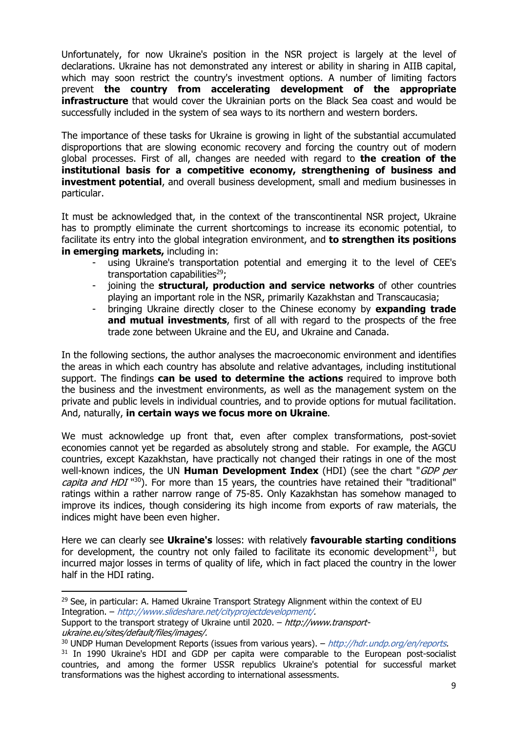Unfortunately, for now Ukraine's position in the NSR project is largely at the level of declarations. Ukraine has not demonstrated any interest or ability in sharing in AIIB capital, which may soon restrict the country's investment options. A number of limiting factors prevent **the country from accelerating development of the appropriate infrastructure** that would cover the Ukrainian ports on the Black Sea coast and would be successfully included in the system of sea ways to its northern and western borders.

The importance of these tasks for Ukraine is growing in light of the substantial accumulated disproportions that are slowing economic recovery and forcing the country out of modern global processes. First of all, changes are needed with regard to **the creation of the institutional basis for a competitive economy, strengthening of business and investment potential**, and overall business development, small and medium businesses in particular.

It must be acknowledged that, in the context of the transcontinental NSR project, Ukraine has to promptly eliminate the current shortcomings to increase its economic potential, to facilitate its entry into the global integration environment, and **to strengthen its positions in emerging markets,** including in:

- using Ukraine's transportation potential and emerging it to the level of CEE's transportation capabilities[29];
- joining the **structural, production and service networks** of other countries playing an important role in the NSR, primarily Kazakhstan and Transcaucasia;
- bringing Ukraine directly closer to the Chinese economy by **expanding trade and mutual investments**, first of all with regard to the prospects of the free trade zone between Ukraine and the EU, and Ukraine and Canada.

In the following sections, the author analyses the macroeconomic environment and identifies the areas in which each country has absolute and relative advantages, including institutional support. The findings **can be used to determine the actions** required to improve both the business and the investment environments, as well as the management system on the private and public levels in individual countries, and to provide options for mutual facilitation. And, naturally, **in certain ways we focus more on Ukraine**.

We must acknowledge up front that, even after complex transformations, post-soviet economies cannot yet be regarded as absolutely strong and stable. For example, the AGCU countries, except Kazakhstan, have practically not changed their ratings in one of the most well-known indices, the UN **Human Development Index** (HDI) (see the chart "*GDP per capita and HDI* "[30]). For more than 15 years, the countries have retained their "traditional" ratings within a rather narrow range of 75-85. Only Kazakhstan has somehow managed to improve its indices, though considering its high income from exports of raw materials, the indices might have been even higher.

Here we can clearly see **Ukraine's** losses: with relatively **favourable starting conditions** for development, the country not only failed to facilitate its economic development[31], but incurred major losses in terms of quality of life, which in fact placed the country in the lower half in the HDI rating.

---

[29] See, in particular: A. Hamed Ukraine Transport Strategy Alignment within the context of EU Integration. – *http://www.slideshare.net/cityprojectdevelopment/.*
Support to the transport strategy of Ukraine until 2020. – *http://www.transport-ukraine.eu/sites/default/files/images/.*

[30] UNDP Human Development Reports (issues from various years). – *http://hdr.undp.org/en/reports.*

[31] In 1990 Ukraine's HDI and GDP per capita were comparable to the European post-socialist countries, and among the former USSR republics Ukraine's potential for successful market transformations was the highest according to international assessments.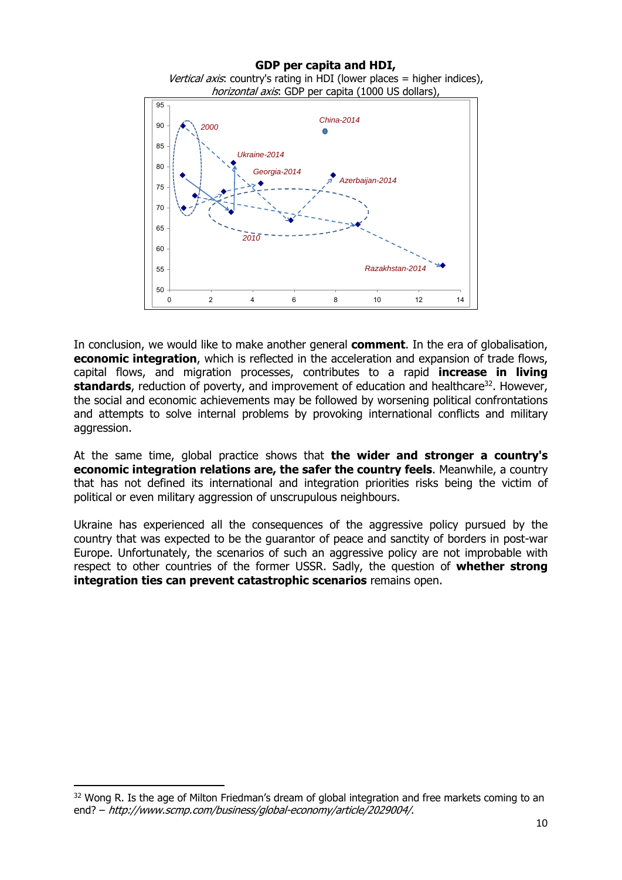**GDP per capita and HDI,**

*Vertical axis*: country's rating in HDI (lower places = higher indices),
*horizontal axis*: GDP per capita (1000 US dollars),

In conclusion, we would like to make another general **comment**. In the era of globalisation, **economic integration**, which is reflected in the acceleration and expansion of trade flows, capital flows, and migration processes, contributes to a rapid **increase in living standards**, reduction of poverty, and improvement of education and healthcare[32]. However, the social and economic achievements may be followed by worsening political confrontations and attempts to solve internal problems by provoking international conflicts and military aggression.

At the same time, global practice shows that **the wider and stronger a country's economic integration relations are, the safer the country feels**. Meanwhile, a country that has not defined its international and integration priorities risks being the victim of political or even military aggression of unscrupulous neighbours.

Ukraine has experienced all the consequences of the aggressive policy pursued by the country that was expected to be the guarantor of peace and sanctity of borders in post-war Europe. Unfortunately, the scenarios of such an aggressive policy are not improbable with respect to other countries of the former USSR. Sadly, the question of **whether strong integration ties can prevent catastrophic scenarios** remains open.

[32] Wong R. Is the age of Milton Friedman's dream of global integration and free markets coming to an end? – *http://www.scmp.com/business/global-economy/article/2029004/*.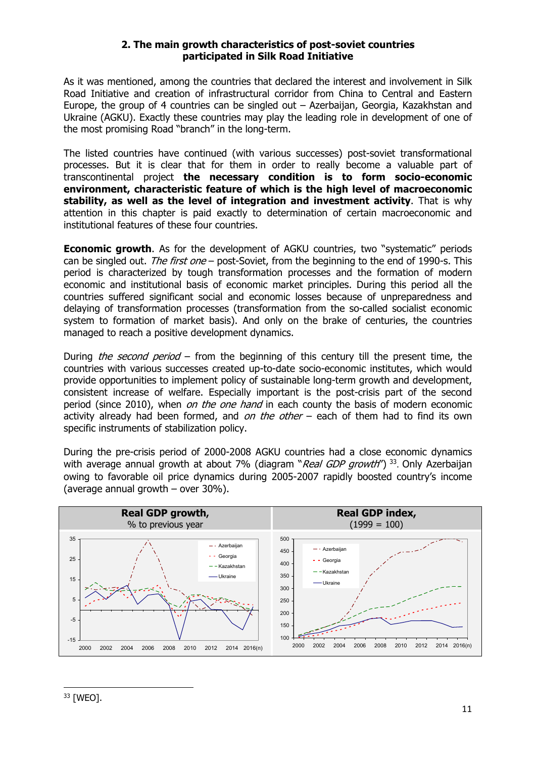## 2. The main growth characteristics of post-soviet countries participated in Silk Road Initiative

As it was mentioned, among the countries that declared the interest and involvement in Silk Road Initiative and creation of infrastructural corridor from China to Central and Eastern Europe, the group of 4 countries can be singled out – Azerbaijan, Georgia, Kazakhstan and Ukraine (AGKU). Exactly these countries may play the leading role in development of one of the most promising Road "branch" in the long-term.

The listed countries have continued (with various successes) post-soviet transformational processes. But it is clear that for them in order to really become a valuable part of transcontinental project **the necessary condition is to form socio-economic environment, characteristic feature of which is the high level of macroeconomic stability, as well as the level of integration and investment activity**. That is why attention in this chapter is paid exactly to determination of certain macroeconomic and institutional features of these four countries.

**Economic growth**. As for the development of AGKU countries, two "systematic" periods can be singled out. *The first one* – post-Soviet, from the beginning to the end of 1990-s. This period is characterized by tough transformation processes and the formation of modern economic and institutional basis of economic market principles. During this period all the countries suffered significant social and economic losses because of unpreparedness and delaying of transformation processes (transformation from the so-called socialist economic system to formation of market basis). And only on the brake of centuries, the countries managed to reach a positive development dynamics.

During *the second period* – from the beginning of this century till the present time, the countries with various successes created up-to-date socio-economic institutes, which would provide opportunities to implement policy of sustainable long-term growth and development, consistent increase of welfare. Especially important is the post-crisis part of the second period (since 2010), when *on the one hand* in each county the basis of modern economic activity already had been formed, and *on the other* – each of them had to find its own specific instruments of stabilization policy.

During the pre-crisis period of 2000-2008 AGKU countries had a close economic dynamics with average annual growth at about 7% (diagram "*Real GDP growth*") [33]. Only Azerbaijan owing to favorable oil price dynamics during 2005-2007 rapidly boosted country's income (average annual growth – over 30%).

**Real GDP growth,**
% to previous year

**Real GDP index,**
(1999 = 100)

---

[33] [WEO].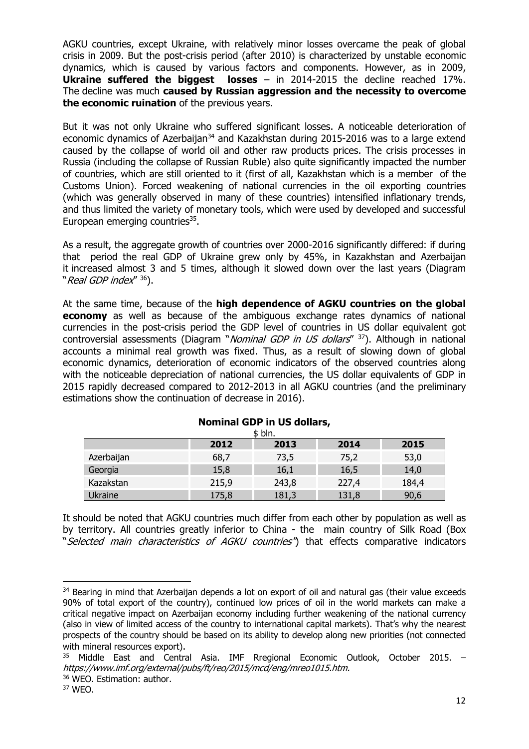AGKU countries, except Ukraine, with relatively minor losses overcame the peak of global crisis in 2009. But the post-crisis period (after 2010) is characterized by unstable economic dynamics, which is caused by various factors and components. However, as in 2009, **Ukraine suffered the biggest losses** – in 2014-2015 the decline reached 17%. The decline was much **caused by Russian aggression and the necessity to overcome the economic ruination** of the previous years.

But it was not only Ukraine who suffered significant losses. A noticeable deterioration of economic dynamics of Azerbaijan[34] and Kazakhstan during 2015-2016 was to a large extend caused by the collapse of world oil and other raw products prices. The crisis processes in Russia (including the collapse of Russian Ruble) also quite significantly impacted the number of countries, which are still oriented to it (first of all, Kazakhstan which is a member of the Customs Union). Forced weakening of national currencies in the oil exporting countries (which was generally observed in many of these countries) intensified inflationary trends, and thus limited the variety of monetary tools, which were used by developed and successful European emerging countries[35].

As a result, the aggregate growth of countries over 2000-2016 significantly differed: if during that period the real GDP of Ukraine grew only by 45%, in Kazakhstan and Azerbaijan it increased almost 3 and 5 times, although it slowed down over the last years (Diagram "*Real GDP index*" [36]).

At the same time, because of the **high dependence of AGKU countries on the global economy** as well as because of the ambiguous exchange rates dynamics of national currencies in the post-crisis period the GDP level of countries in US dollar equivalent got controversial assessments (Diagram "*Nominal GDP in US dollars*" [37]). Although in national accounts a minimal real growth was fixed. Thus, as a result of slowing down of global economic dynamics, deterioration of economic indicators of the observed countries along with the noticeable depreciation of national currencies, the US dollar equivalents of GDP in 2015 rapidly decreased compared to 2012-2013 in all AGKU countries (and the preliminary estimations show the continuation of decrease in 2016).

**Nominal GDP in US dollars,**

$ bln.

| | 2012 | 2013 | 2014 | 2015 |
|---|---|---|---|---|
| Azerbaijan | 68,7 | 73,5 | 75,2 | 53,0 |
| Georgia | 15,8 | 16,1 | 16,5 | 14,0 |
| Kazakstan | 215,9 | 243,8 | 227,4 | 184,4 |
| Ukraine | 175,8 | 181,3 | 131,8 | 90,6 |

It should be noted that AGKU countries much differ from each other by population as well as by territory. All countries greatly inferior to China - the main country of Silk Road (Box "*Selected main characteristics of AGKU countries*") that effects comparative indicators

---

[34] Bearing in mind that Azerbaijan depends a lot on export of oil and natural gas (their value exceeds 90% of total export of the country), continued low prices of oil in the world markets can make a critical negative impact on Azerbaijan economy including further weakening of the national currency (also in view of limited access of the country to international capital markets). That's why the nearest prospects of the country should be based on its ability to develop along new priorities (not connected with mineral resources export).

[35] Middle East and Central Asia. IMF Rregional Economic Outlook, October 2015. – *https://www.imf.org/external/pubs/ft/reo/2015/mcd/eng/mreo1015.htm.*

[36] WEO. Estimation: author.

[37] WEO.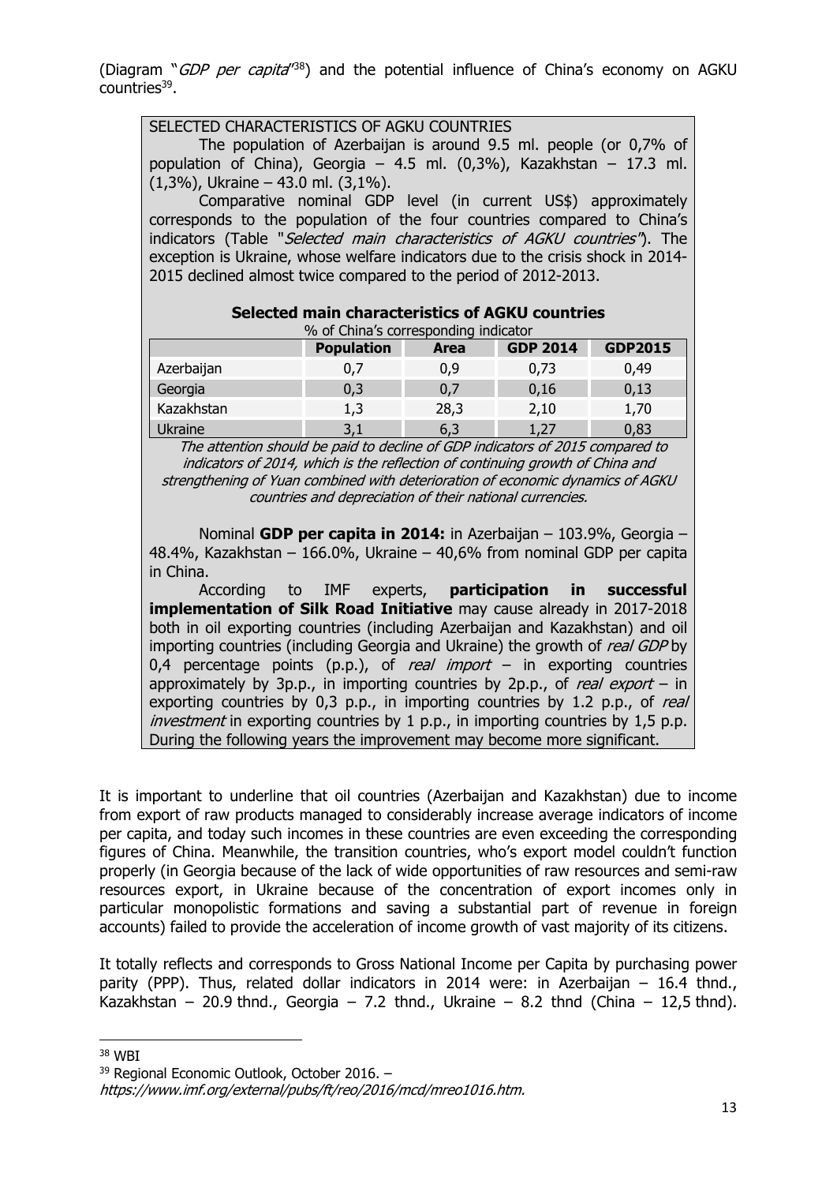(Diagram "*GDP per capita*"[38]) and the potential influence of China's economy on AGKU countries[39].

SELECTED CHARACTERISTICS OF AGKU COUNTRIES

The population of Azerbaijan is around 9.5 ml. people (or 0,7% of population of China), Georgia – 4.5 ml. (0,3%), Kazakhstan – 17.3 ml. (1,3%), Ukraine – 43.0 ml. (3,1%).

Comparative nominal GDP level (in current US$) approximately corresponds to the population of the four countries compared to China's indicators (Table "*Selected main characteristics of AGKU countries*"). The exception is Ukraine, whose welfare indicators due to the crisis shock in 2014-2015 declined almost twice compared to the period of 2012-2013.

**Selected main characteristics of AGKU countries**

% of China's corresponding indicator

| | **Population** | **Area** | **GDP 2014** | **GDP2015** |
|---|---|---|---|---|
| Azerbaijan | 0,7 | 0,9 | 0,73 | 0,49 |
| Georgia | 0,3 | 0,7 | 0,16 | 0,13 |
| Kazakhstan | 1,3 | 28,3 | 2,10 | 1,70 |
| Ukraine | 3,1 | 6,3 | 1,27 | 0,83 |

*The attention should be paid to decline of GDP indicators of 2015 compared to indicators of 2014, which is the reflection of continuing growth of China and strengthening of Yuan combined with deterioration of economic dynamics of AGKU countries and depreciation of their national currencies.*

Nominal **GDP per capita in 2014:** in Azerbaijan – 103.9%, Georgia – 48.4%, Kazakhstan – 166.0%, Ukraine – 40,6% from nominal GDP per capita in China.

According to IMF experts, **participation in successful implementation of Silk Road Initiative** may cause already in 2017-2018 both in oil exporting countries (including Azerbaijan and Kazakhstan) and oil importing countries (including Georgia and Ukraine) the growth of *real GDP* by 0,4 percentage points (p.p.), of *real import* – in exporting countries approximately by 3p.p., in importing countries by 2p.p., of *real export* – in exporting countries by 0,3 p.p., in importing countries by 1.2 p.p., of *real investment* in exporting countries by 1 p.p., in importing countries by 1,5 p.p. During the following years the improvement may become more significant.

It is important to underline that oil countries (Azerbaijan and Kazakhstan) due to income from export of raw products managed to considerably increase average indicators of income per capita, and today such incomes in these countries are even exceeding the corresponding figures of China. Meanwhile, the transition countries, who's export model couldn't function properly (in Georgia because of the lack of wide opportunities of raw resources and semi-raw resources export, in Ukraine because of the concentration of export incomes only in particular monopolistic formations and saving a substantial part of revenue in foreign accounts) failed to provide the acceleration of income growth of vast majority of its citizens.

It totally reflects and corresponds to Gross National Income per Capita by purchasing power parity (PPP). Thus, related dollar indicators in 2014 were: in Azerbaijan – 16.4 thnd., Kazakhstan – 20.9 thnd., Georgia – 7.2 thnd., Ukraine – 8.2 thnd (China – 12,5 thnd).

---

[38] WBI

[39] Regional Economic Outlook, October 2016. – *https://www.imf.org/external/pubs/ft/reo/2016/mcd/mreo1016.htm.*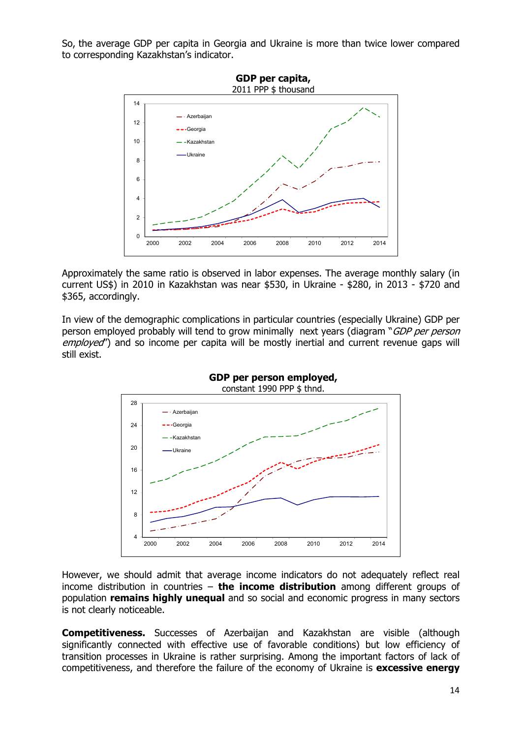So, the average GDP per capita in Georgia and Ukraine is more than twice lower compared to corresponding Kazakhstan's indicator.

**GDP per capita,**
2011 PPP $ thousand

Approximately the same ratio is observed in labor expenses. The average monthly salary (in current US$) in 2010 in Kazakhstan was near $530, in Ukraine - $280, in 2013 - $720 and $365, accordingly.

In view of the demographic complications in particular countries (especially Ukraine) GDP per person employed probably will tend to grow minimally next years (diagram "*GDP per person employed*") and so income per capita will be mostly inertial and current revenue gaps will still exist.

**GDP per person employed,**
constant 1990 PPP $ thnd.

However, we should admit that average income indicators do not adequately reflect real income distribution in countries – **the income distribution** among different groups of population **remains highly unequal** and so social and economic progress in many sectors is not clearly noticeable.

**Competitiveness.** Successes of Azerbaijan and Kazakhstan are visible (although significantly connected with effective use of favorable conditions) but low efficiency of transition processes in Ukraine is rather surprising. Among the important factors of lack of competitiveness, and therefore the failure of the economy of Ukraine is **excessive energy**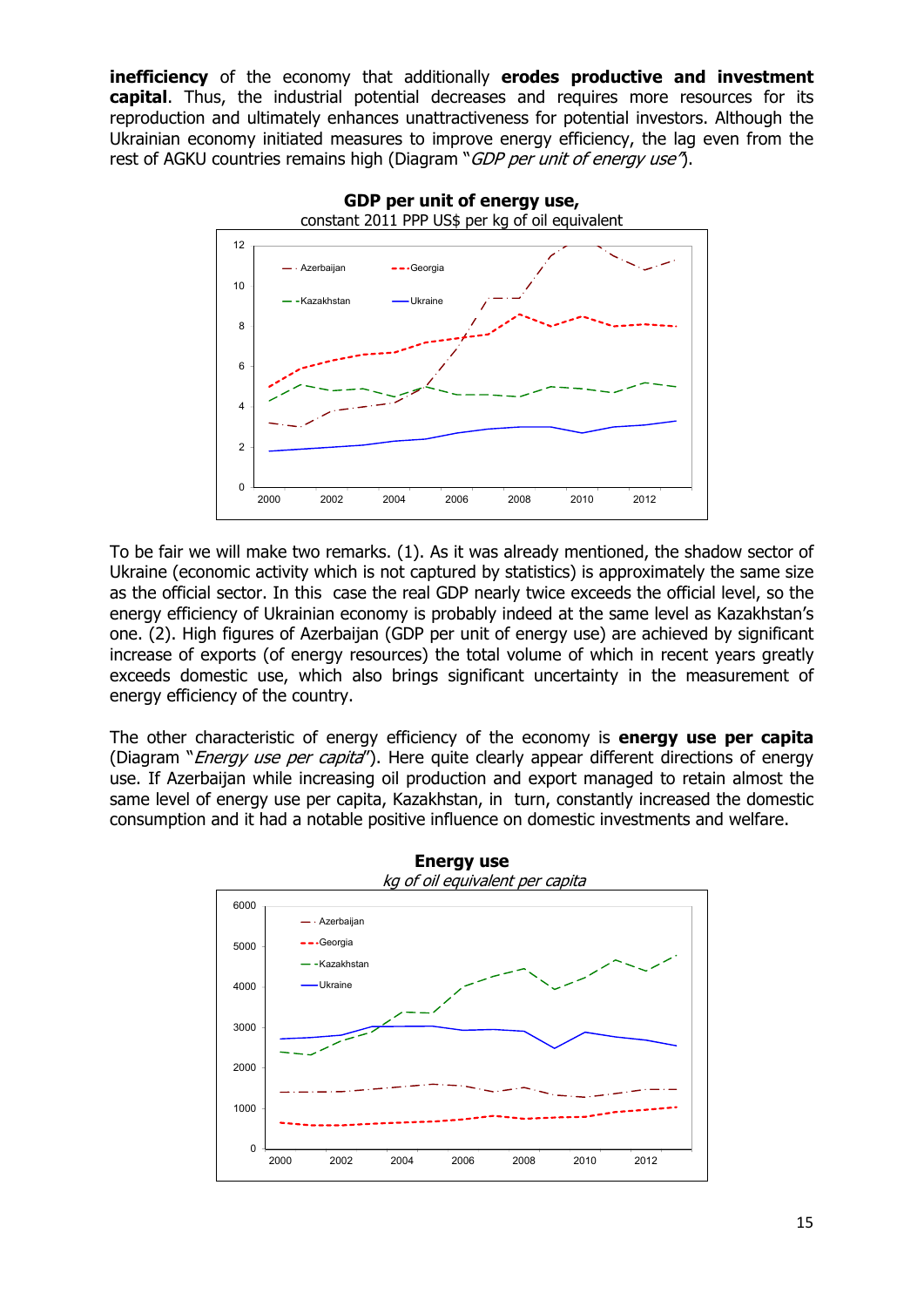**inefficiency** of the economy that additionally **erodes productive and investment capital**. Thus, the industrial potential decreases and requires more resources for its reproduction and ultimately enhances unattractiveness for potential investors. Although the Ukrainian economy initiated measures to improve energy efficiency, the lag even from the rest of AGKU countries remains high (Diagram "*GDP per unit of energy use*").

**GDP per unit of energy use,**
constant 2011 PPP US$ per kg of oil equivalent

To be fair we will make two remarks. (1). As it was already mentioned, the shadow sector of Ukraine (economic activity which is not captured by statistics) is approximately the same size as the official sector. In this case the real GDP nearly twice exceeds the official level, so the energy efficiency of Ukrainian economy is probably indeed at the same level as Kazakhstan's one. (2). High figures of Azerbaijan (GDP per unit of energy use) are achieved by significant increase of exports (of energy resources) the total volume of which in recent years greatly exceeds domestic use, which also brings significant uncertainty in the measurement of energy efficiency of the country.

The other characteristic of energy efficiency of the economy is **energy use per capita** (Diagram "*Energy use per capita*"). Here quite clearly appear different directions of energy use. If Azerbaijan while increasing oil production and export managed to retain almost the same level of energy use per capita, Kazakhstan, in turn, constantly increased the domestic consumption and it had a notable positive influence on domestic investments and welfare.

**Energy use**
*kg of oil equivalent per capita*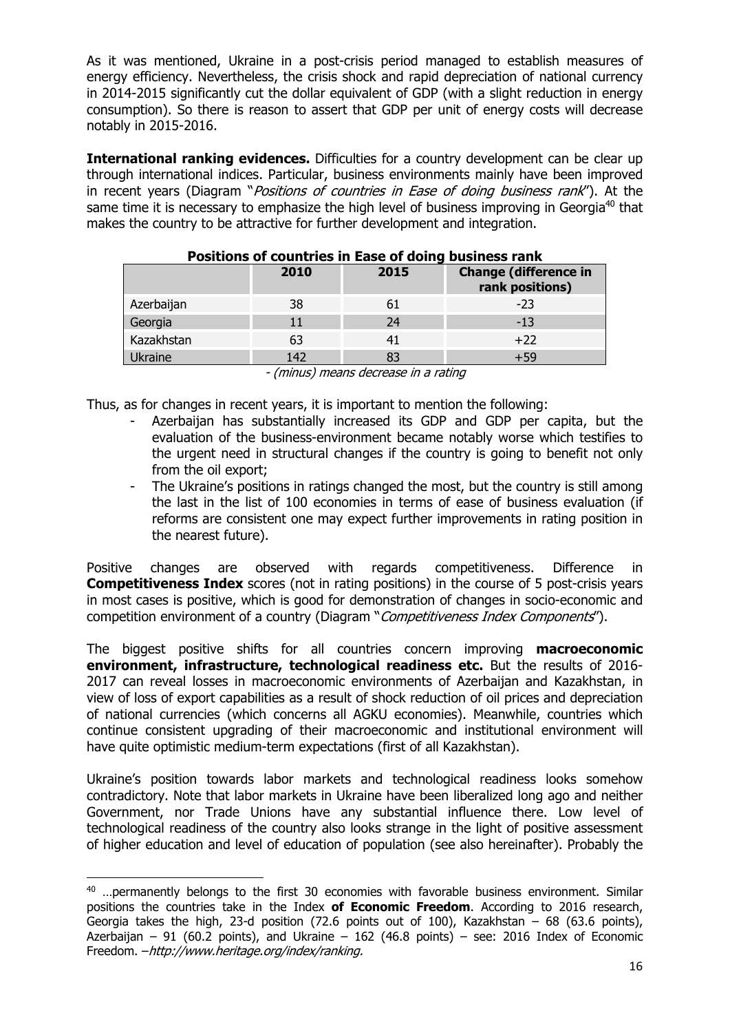As it was mentioned, Ukraine in a post-crisis period managed to establish measures of energy efficiency. Nevertheless, the crisis shock and rapid depreciation of national currency in 2014-2015 significantly cut the dollar equivalent of GDP (with a slight reduction in energy consumption). So there is reason to assert that GDP per unit of energy costs will decrease notably in 2015-2016.

**International ranking evidences.** Difficulties for a country development can be clear up through international indices. Particular, business environments mainly have been improved in recent years (Diagram "*Positions of countries in Ease of doing business rank*"). At the same time it is necessary to emphasize the high level of business improving in Georgia[40] that makes the country to be attractive for further development and integration.

**Positions of countries in Ease of doing business rank**

| | 2010 | 2015 | Change (difference in rank positions) |
|---|---|---|---|
| Azerbaijan | 38 | 61 | -23 |
| Georgia | 11 | 24 | -13 |
| Kazakhstan | 63 | 41 | +22 |
| Ukraine | 142 | 83 | +59 |

*- (minus) means decrease in a rating*

Thus, as for changes in recent years, it is important to mention the following:

- Azerbaijan has substantially increased its GDP and GDP per capita, but the evaluation of the business-environment became notably worse which testifies to the urgent need in structural changes if the country is going to benefit not only from the oil export;
- The Ukraine's positions in ratings changed the most, but the country is still among the last in the list of 100 economies in terms of ease of business evaluation (if reforms are consistent one may expect further improvements in rating position in the nearest future).

Positive changes are observed with regards competitiveness. Difference in **Competitiveness Index** scores (not in rating positions) in the course of 5 post-crisis years in most cases is positive, which is good for demonstration of changes in socio-economic and competition environment of a country (Diagram "*Competitiveness Index Components*").

The biggest positive shifts for all countries concern improving **macroeconomic environment, infrastructure, technological readiness etc.** But the results of 2016-2017 can reveal losses in macroeconomic environments of Azerbaijan and Kazakhstan, in view of loss of export capabilities as a result of shock reduction of oil prices and depreciation of national currencies (which concerns all AGKU economies). Meanwhile, countries which continue consistent upgrading of their macroeconomic and institutional environment will have quite optimistic medium-term expectations (first of all Kazakhstan).

Ukraine's position towards labor markets and technological readiness looks somehow contradictory. Note that labor markets in Ukraine have been liberalized long ago and neither Government, nor Trade Unions have any substantial influence there. Low level of technological readiness of the country also looks strange in the light of positive assessment of higher education and level of education of population (see also hereinafter). Probably the

---

[40] …permanently belongs to the first 30 economies with favorable business environment. Similar positions the countries take in the Index **of Economic Freedom**. According to 2016 research, Georgia takes the high, 23-d position (72.6 points out of 100), Kazakhstan – 68 (63.6 points), Azerbaijan – 91 (60.2 points), and Ukraine – 162 (46.8 points) – see: 2016 Index of Economic Freedom. –*http://www.heritage.org/index/ranking.*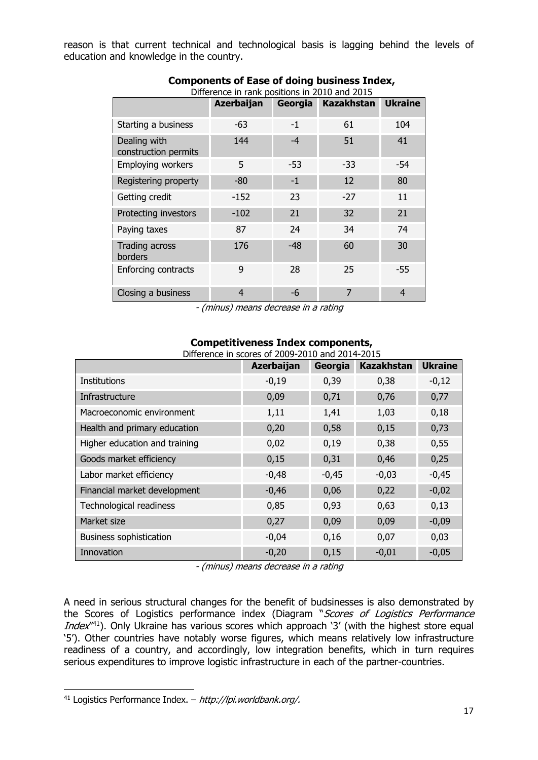reason is that current technical and technological basis is lagging behind the levels of education and knowledge in the country.

**Components of Ease of doing business Index,**

Difference in rank positions in 2010 and 2015

| | Azerbaijan | Georgia | Kazakhstan | Ukraine |
|---|---|---|---|---|
| Starting a business | -63 | -1 | 61 | 104 |
| Dealing with construction permits | 144 | -4 | 51 | 41 |
| Employing workers | 5 | -53 | -33 | -54 |
| Registering property | -80 | -1 | 12 | 80 |
| Getting credit | -152 | 23 | -27 | 11 |
| Protecting investors | -102 | 21 | 32 | 21 |
| Paying taxes | 87 | 24 | 34 | 74 |
| Trading across borders | 176 | -48 | 60 | 30 |
| Enforcing contracts | 9 | 28 | 25 | -55 |
| Closing a business | 4 | -6 | 7 | 4 |

*- (minus) means decrease in a rating*

**Competitiveness Index components,**

Difference in scores of 2009-2010 and 2014-2015

| | Azerbaijan | Georgia | Kazakhstan | Ukraine |
|---|---|---|---|---|
| Institutions | -0,19 | 0,39 | 0,38 | -0,12 |
| Infrastructure | 0,09 | 0,71 | 0,76 | 0,77 |
| Macroeconomic environment | 1,11 | 1,41 | 1,03 | 0,18 |
| Health and primary education | 0,20 | 0,58 | 0,15 | 0,73 |
| Higher education and training | 0,02 | 0,19 | 0,38 | 0,55 |
| Goods market efficiency | 0,15 | 0,31 | 0,46 | 0,25 |
| Labor market efficiency | -0,48 | -0,45 | -0,03 | -0,45 |
| Financial market development | -0,46 | 0,06 | 0,22 | -0,02 |
| Technological readiness | 0,85 | 0,93 | 0,63 | 0,13 |
| Market size | 0,27 | 0,09 | 0,09 | -0,09 |
| Business sophistication | -0,04 | 0,16 | 0,07 | 0,03 |
| Innovation | -0,20 | 0,15 | -0,01 | -0,05 |

*- (minus) means decrease in a rating*

A need in serious structural changes for the benefit of budsinesses is also demonstrated by the Scores of Logistics performance index (Diagram "*Scores of Logistics Performance Index*"[41]). Only Ukraine has various scores which approach '3' (with the highest store equal '5'). Other countries have notably worse figures, which means relatively low infrastructure readiness of a country, and accordingly, low integration benefits, which in turn requires serious expenditures to improve logistic infrastructure in each of the partner-countries.

[41] Logistics Performance Index. – *http://lpi.worldbank.org/.*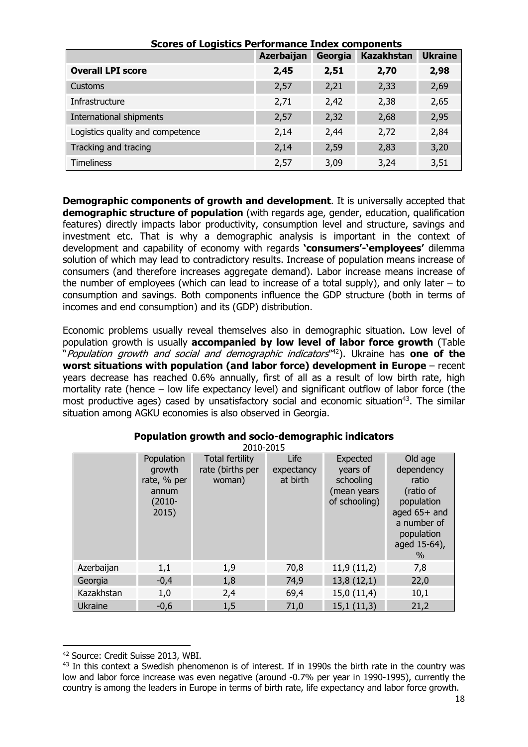**Scores of Logistics Performance Index components**

| | Azerbaijan | Georgia | Kazakhstan | Ukraine |
|---|---|---|---|---|
| **Overall LPI score** | **2,45** | **2,51** | **2,70** | **2,98** |
| Customs | 2,57 | 2,21 | 2,33 | 2,69 |
| Infrastructure | 2,71 | 2,42 | 2,38 | 2,65 |
| International shipments | 2,57 | 2,32 | 2,68 | 2,95 |
| Logistics quality and competence | 2,14 | 2,44 | 2,72 | 2,84 |
| Tracking and tracing | 2,14 | 2,59 | 2,83 | 3,20 |
| Timeliness | 2,57 | 3,09 | 3,24 | 3,51 |

**Demographic components of growth and development**. It is universally accepted that **demographic structure of population** (with regards age, gender, education, qualification features) directly impacts labor productivity, consumption level and structure, savings and investment etc. That is why a demographic analysis is important in the context of development and capability of economy with regards **'consumers'-'employees'** dilemma solution of which may lead to contradictory results. Increase of population means increase of consumers (and therefore increases aggregate demand). Labor increase means increase of the number of employees (which can lead to increase of a total supply), and only later – to consumption and savings. Both components influence the GDP structure (both in terms of incomes and end consumption) and its (GDP) distribution.

Economic problems usually reveal themselves also in demographic situation. Low level of population growth is usually **accompanied by low level of labor force growth** (Table "*Population growth and social and demographic indicators*"[42]). Ukraine has **one of the worst situations with population (and labor force) development in Europe** – recent years decrease has reached 0.6% annually, first of all as a result of low birth rate, high mortality rate (hence – low life expectancy level) and significant outflow of labor force (the most productive ages) cased by unsatisfactory social and economic situation[43]. The similar situation among AGKU economies is also observed in Georgia.

**Population growth and socio-demographic indicators**

2010-2015

| | Population growth rate, % per annum (2010-2015) | Total fertility rate (births per woman) | Life expectancy at birth | Expected years of schooling (mean years of schooling) | Old age dependency ratio (ratio of population aged 65+ and a number of population aged 15-64), % |
|---|---|---|---|---|---|
| Azerbaijan | 1,1 | 1,9 | 70,8 | 11,9 (11,2) | 7,8 |
| Georgia | -0,4 | 1,8 | 74,9 | 13,8 (12,1) | 22,0 |
| Kazakhstan | 1,0 | 2,4 | 69,4 | 15,0 (11,4) | 10,1 |
| Ukraine | -0,6 | 1,5 | 71,0 | 15,1 (11,3) | 21,2 |

---

[42] Source: Credit Suisse 2013, WBI.

[43] In this context a Swedish phenomenon is of interest. If in 1990s the birth rate in the country was low and labor force increase was even negative (around -0.7% per year in 1990-1995), currently the country is among the leaders in Europe in terms of birth rate, life expectancy and labor force growth.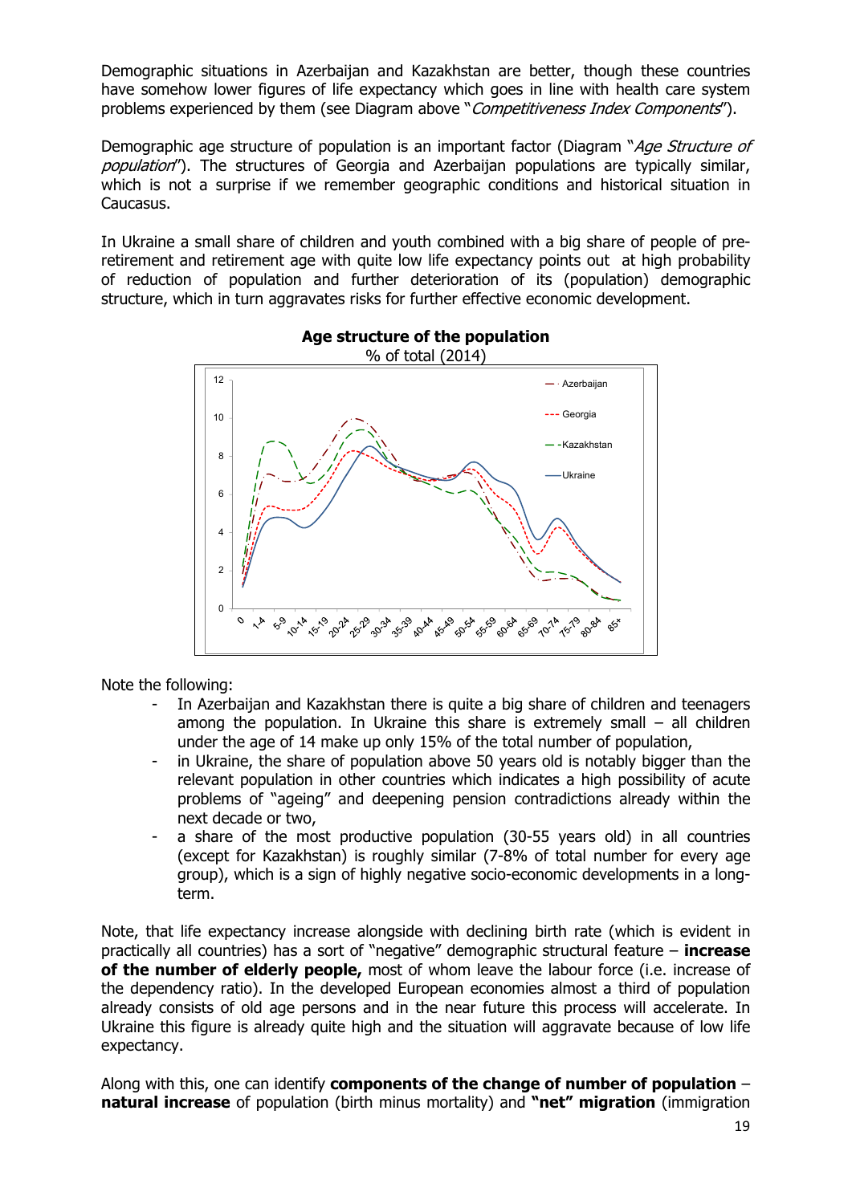Demographic situations in Azerbaijan and Kazakhstan are better, though these countries have somehow lower figures of life expectancy which goes in line with health care system problems experienced by them (see Diagram above "*Competitiveness Index Components*").

Demographic age structure of population is an important factor (Diagram "*Age Structure of population*"). The structures of Georgia and Azerbaijan populations are typically similar, which is not a surprise if we remember geographic conditions and historical situation in Caucasus.

In Ukraine a small share of children and youth combined with a big share of people of pre-retirement and retirement age with quite low life expectancy points out at high probability of reduction of population and further deterioration of its (population) demographic structure, which in turn aggravates risks for further effective economic development.

**Age structure of the population**
% of total (2014)

Note the following:

- In Azerbaijan and Kazakhstan there is quite a big share of children and teenagers among the population. In Ukraine this share is extremely small – all children under the age of 14 make up only 15% of the total number of population,
- in Ukraine, the share of population above 50 years old is notably bigger than the relevant population in other countries which indicates a high possibility of acute problems of "ageing" and deepening pension contradictions already within the next decade or two,
- a share of the most productive population (30-55 years old) in all countries (except for Kazakhstan) is roughly similar (7-8% of total number for every age group), which is a sign of highly negative socio-economic developments in a long-term.

Note, that life expectancy increase alongside with declining birth rate (which is evident in practically all countries) has a sort of "negative" demographic structural feature – **increase of the number of elderly people,** most of whom leave the labour force (i.e. increase of the dependency ratio). In the developed European economies almost a third of population already consists of old age persons and in the near future this process will accelerate. In Ukraine this figure is already quite high and the situation will aggravate because of low life expectancy.

Along with this, one can identify **components of the change of number of population** – **natural increase** of population (birth minus mortality) and **"net" migration** (immigration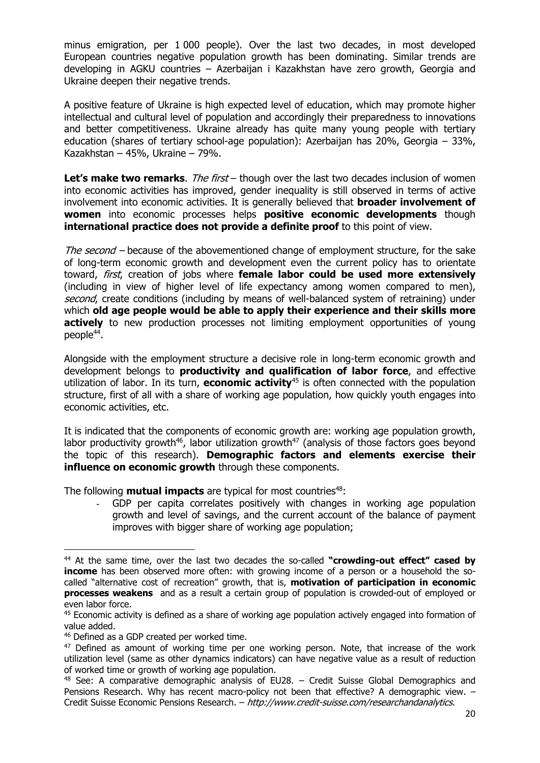minus emigration, per 1 000 people). Over the last two decades, in most developed European countries negative population growth has been dominating. Similar trends are developing in AGKU countries – Azerbaijan i Kazakhstan have zero growth, Georgia and Ukraine deepen their negative trends.

A positive feature of Ukraine is high expected level of education, which may promote higher intellectual and cultural level of population and accordingly their preparedness to innovations and better competitiveness. Ukraine already has quite many young people with tertiary education (shares of tertiary school-age population): Azerbaijan has 20%, Georgia – 33%, Kazakhstan – 45%, Ukraine – 79%.

**Let's make two remarks**. *The first* – though over the last two decades inclusion of women into economic activities has improved, gender inequality is still observed in terms of active involvement into economic activities. It is generally believed that **broader involvement of women** into economic processes helps **positive economic developments** though **international practice does not provide a definite proof** to this point of view.

*The second* – because of the abovementioned change of employment structure, for the sake of long-term economic growth and development even the current policy has to orientate toward, *first*, creation of jobs where **female labor could be used more extensively** (including in view of higher level of life expectancy among women compared to men), *second*, create conditions (including by means of well-balanced system of retraining) under which **old age people would be able to apply their experience and their skills more actively** to new production processes not limiting employment opportunities of young people[44].

Alongside with the employment structure a decisive role in long-term economic growth and development belongs to **productivity and qualification of labor force**, and effective utilization of labor. In its turn, **economic activity**[45] is often connected with the population structure, first of all with a share of working age population, how quickly youth engages into economic activities, etc.

It is indicated that the components of economic growth are: working age population growth, labor productivity growth[46], labor utilization growth[47] (analysis of those factors goes beyond the topic of this research). **Demographic factors and elements exercise their influence on economic growth** through these components.

The following **mutual impacts** are typical for most countries[48]:

- GDP per capita correlates positively with changes in working age population growth and level of savings, and the current account of the balance of payment improves with bigger share of working age population;

---

[44] At the same time, over the last two decades the so-called **"crowding-out effect" cased by income** has been observed more often: with growing income of a person or a household the so-called "alternative cost of recreation" growth, that is, **motivation of participation in economic processes weakens** and as a result a certain group of population is crowded-out of employed or even labor force.

[45] Economic activity is defined as a share of working age population actively engaged into formation of value added.

[46] Defined as a GDP created per worked time.

[47] Defined as amount of working time per one working person. Note, that increase of the work utilization level (same as other dynamics indicators) can have negative value as a result of reduction of worked time or growth of working age population.

[48] See: A comparative demographic analysis of EU28. – Credit Suisse Global Demographics and Pensions Research. Why has recent macro-policy not been that effective? A demographic view. – Credit Suisse Economic Pensions Research. – *http://www.credit-suisse.com/researchandanalytics*.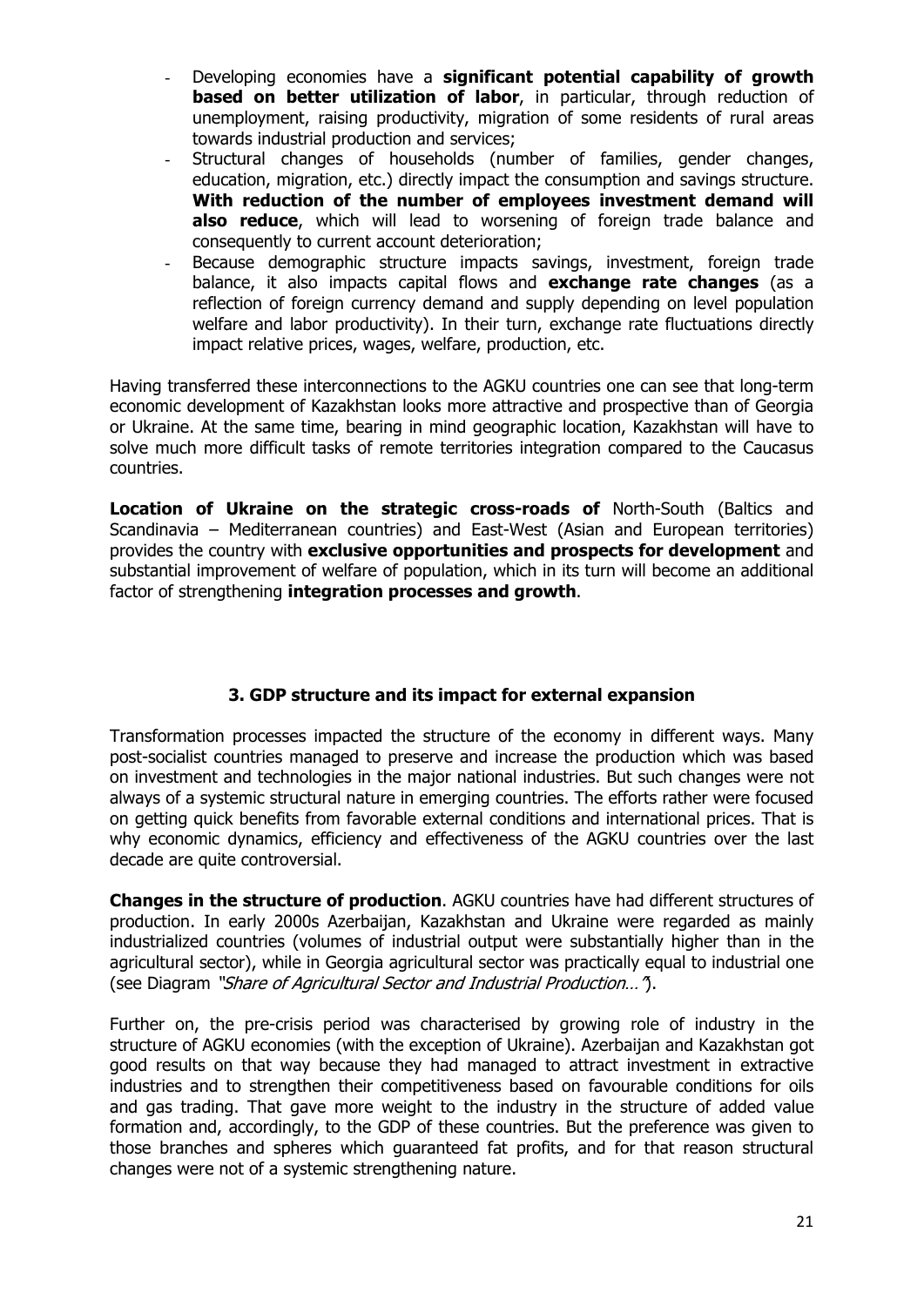- Developing economies have a **significant potential capability of growth based on better utilization of labor**, in particular, through reduction of unemployment, raising productivity, migration of some residents of rural areas towards industrial production and services;
- Structural changes of households (number of families, gender changes, education, migration, etc.) directly impact the consumption and savings structure. **With reduction of the number of employees investment demand will also reduce**, which will lead to worsening of foreign trade balance and consequently to current account deterioration;
- Because demographic structure impacts savings, investment, foreign trade balance, it also impacts capital flows and **exchange rate changes** (as a reflection of foreign currency demand and supply depending on level population welfare and labor productivity). In their turn, exchange rate fluctuations directly impact relative prices, wages, welfare, production, etc.

Having transferred these interconnections to the AGKU countries one can see that long-term economic development of Kazakhstan looks more attractive and prospective than of Georgia or Ukraine. At the same time, bearing in mind geographic location, Kazakhstan will have to solve much more difficult tasks of remote territories integration compared to the Caucasus countries.

**Location of Ukraine on the strategic cross-roads of** North-South (Baltics and Scandinavia – Mediterranean countries) and East-West (Asian and European territories) provides the country with **exclusive opportunities and prospects for development** and substantial improvement of welfare of population, which in its turn will become an additional factor of strengthening **integration processes and growth**.

## 3. GDP structure and its impact for external expansion

Transformation processes impacted the structure of the economy in different ways. Many post-socialist countries managed to preserve and increase the production which was based on investment and technologies in the major national industries. But such changes were not always of a systemic structural nature in emerging countries. The efforts rather were focused on getting quick benefits from favorable external conditions and international prices. That is why economic dynamics, efficiency and effectiveness of the AGKU countries over the last decade are quite controversial.

**Changes in the structure of production**. AGKU countries have had different structures of production. In early 2000s Azerbaijan, Kazakhstan and Ukraine were regarded as mainly industrialized countries (volumes of industrial output were substantially higher than in the agricultural sector), while in Georgia agricultural sector was practically equal to industrial one (see Diagram *"Share of Agricultural Sector and Industrial Production…"*).

Further on, the pre-crisis period was characterised by growing role of industry in the structure of AGKU economies (with the exception of Ukraine). Azerbaijan and Kazakhstan got good results on that way because they had managed to attract investment in extractive industries and to strengthen their competitiveness based on favourable conditions for oils and gas trading. That gave more weight to the industry in the structure of added value formation and, accordingly, to the GDP of these countries. But the preference was given to those branches and spheres which guaranteed fat profits, and for that reason structural changes were not of a systemic strengthening nature.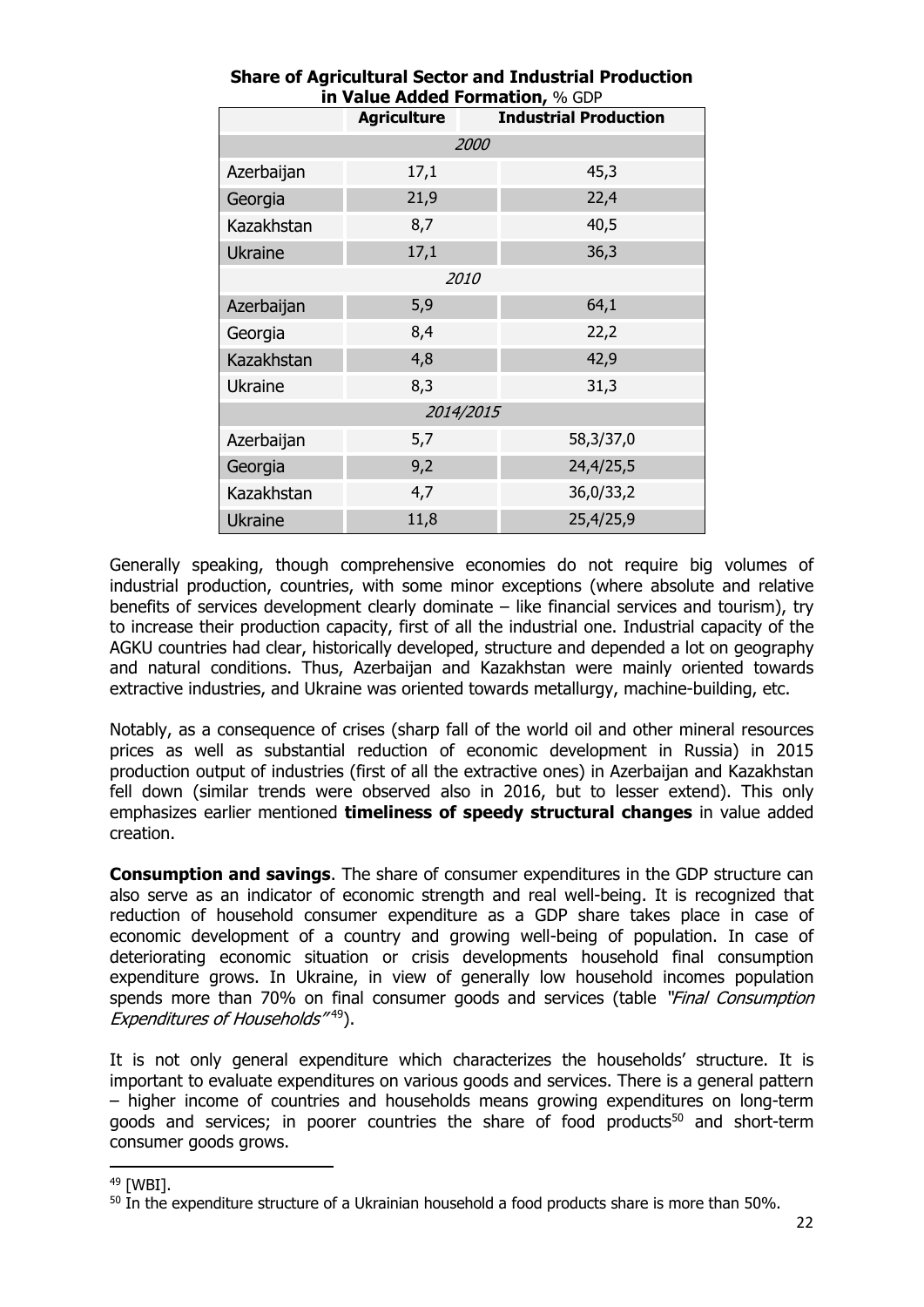**Share of Agricultural Sector and Industrial Production in Value Added Formation,** % GDP

| | Agriculture | Industrial Production |
|---|---|---|
| *2000* | | |
| Azerbaijan | 17,1 | 45,3 |
| Georgia | 21,9 | 22,4 |
| Kazakhstan | 8,7 | 40,5 |
| Ukraine | 17,1 | 36,3 |
| *2010* | | |
| Azerbaijan | 5,9 | 64,1 |
| Georgia | 8,4 | 22,2 |
| Kazakhstan | 4,8 | 42,9 |
| Ukraine | 8,3 | 31,3 |
| *2014/2015* | | |
| Azerbaijan | 5,7 | 58,3/37,0 |
| Georgia | 9,2 | 24,4/25,5 |
| Kazakhstan | 4,7 | 36,0/33,2 |
| Ukraine | 11,8 | 25,4/25,9 |

Generally speaking, though comprehensive economies do not require big volumes of industrial production, countries, with some minor exceptions (where absolute and relative benefits of services development clearly dominate – like financial services and tourism), try to increase their production capacity, first of all the industrial one. Industrial capacity of the AGKU countries had clear, historically developed, structure and depended a lot on geography and natural conditions. Thus, Azerbaijan and Kazakhstan were mainly oriented towards extractive industries, and Ukraine was oriented towards metallurgy, machine-building, etc.

Notably, as a consequence of crises (sharp fall of the world oil and other mineral resources prices as well as substantial reduction of economic development in Russia) in 2015 production output of industries (first of all the extractive ones) in Azerbaijan and Kazakhstan fell down (similar trends were observed also in 2016, but to lesser extend). This only emphasizes earlier mentioned **timeliness of speedy structural changes** in value added creation.

**Consumption and savings**. The share of consumer expenditures in the GDP structure can also serve as an indicator of economic strength and real well-being. It is recognized that reduction of household consumer expenditure as a GDP share takes place in case of economic development of a country and growing well-being of population. In case of deteriorating economic situation or crisis developments household final consumption expenditure grows. In Ukraine, in view of generally low household incomes population spends more than 70% on final consumer goods and services (table *"Final Consumption Expenditures of Households"*[49]).

It is not only general expenditure which characterizes the households' structure. It is important to evaluate expenditures on various goods and services. There is a general pattern – higher income of countries and households means growing expenditures on long-term goods and services; in poorer countries the share of food products[50] and short-term consumer goods grows.

[49] [WBI].

[50] In the expenditure structure of a Ukrainian household a food products share is more than 50%.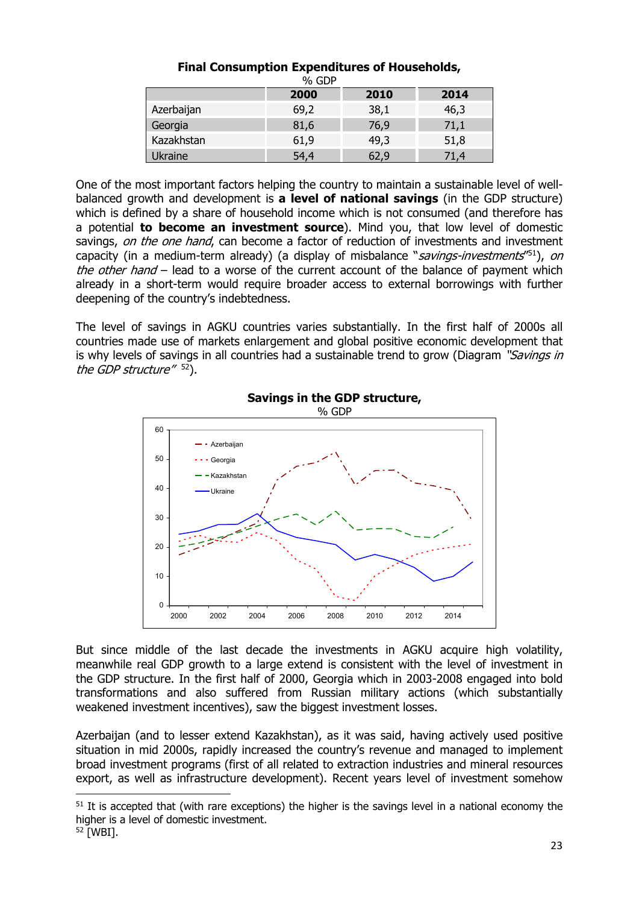**Final Consumption Expenditures of Households,**
% GDP

| | 2000 | 2010 | 2014 |
|---|---|---|---|
| Azerbaijan | 69,2 | 38,1 | 46,3 |
| Georgia | 81,6 | 76,9 | 71,1 |
| Kazakhstan | 61,9 | 49,3 | 51,8 |
| Ukraine | 54,4 | 62,9 | 71,4 |

One of the most important factors helping the country to maintain a sustainable level of well-balanced growth and development is **a level of national savings** (in the GDP structure) which is defined by a share of household income which is not consumed (and therefore has a potential **to become an investment source**). Mind you, that low level of domestic savings, *on the one hand*, can become a factor of reduction of investments and investment capacity (in a medium-term already) (a display of misbalance "*savings-investments*"[51]), *on the other hand* – lead to a worse of the current account of the balance of payment which already in a short-term would require broader access to external borrowings with further deepening of the country's indebtedness.

The level of savings in AGKU countries varies substantially. In the first half of 2000s all countries made use of markets enlargement and global positive economic development that is why levels of savings in all countries had a sustainable trend to grow (Diagram *"Savings in the GDP structure"* [52]).

**Savings in the GDP structure,**
% GDP

But since middle of the last decade the investments in AGKU acquire high volatility, meanwhile real GDP growth to a large extend is consistent with the level of investment in the GDP structure. In the first half of 2000, Georgia which in 2003-2008 engaged into bold transformations and also suffered from Russian military actions (which substantially weakened investment incentives), saw the biggest investment losses.

Azerbaijan (and to lesser extend Kazakhstan), as it was said, having actively used positive situation in mid 2000s, rapidly increased the country's revenue and managed to implement broad investment programs (first of all related to extraction industries and mineral resources export, as well as infrastructure development). Recent years level of investment somehow

---

[51] It is accepted that (with rare exceptions) the higher is the savings level in a national economy the higher is a level of domestic investment.

[52] [WBI].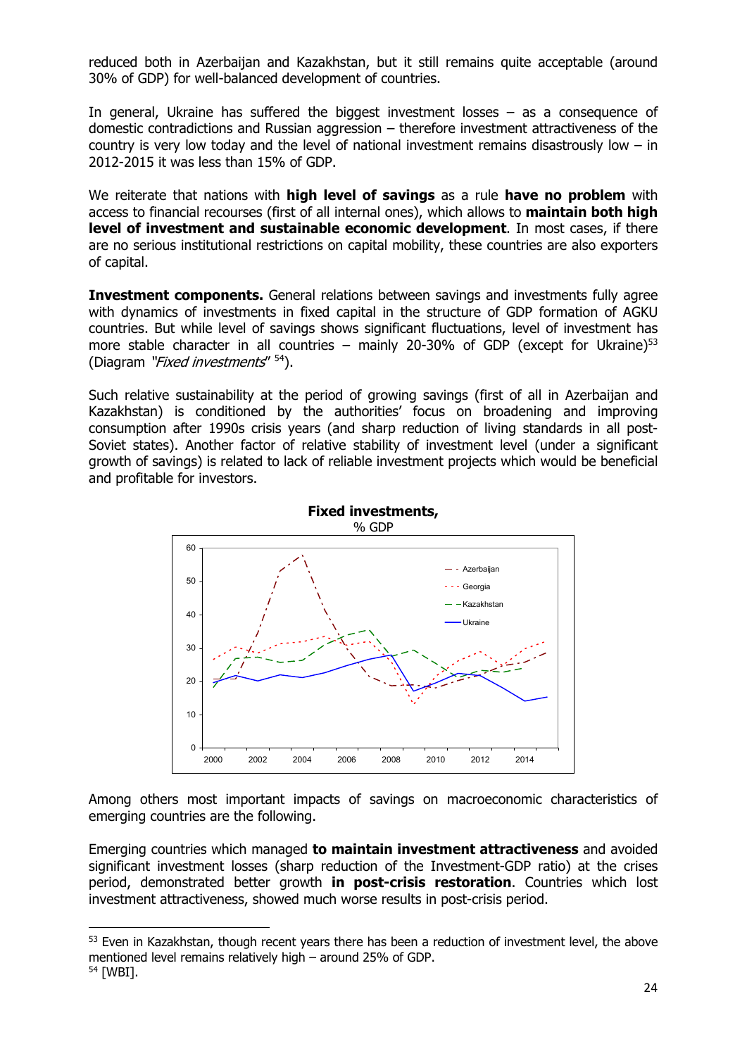reduced both in Azerbaijan and Kazakhstan, but it still remains quite acceptable (around 30% of GDP) for well-balanced development of countries.

In general, Ukraine has suffered the biggest investment losses – as a consequence of domestic contradictions and Russian aggression – therefore investment attractiveness of the country is very low today and the level of national investment remains disastrously low – in 2012-2015 it was less than 15% of GDP.

We reiterate that nations with **high level of savings** as a rule **have no problem** with access to financial recourses (first of all internal ones), which allows to **maintain both high level of investment and sustainable economic development**. In most cases, if there are no serious institutional restrictions on capital mobility, these countries are also exporters of capital.

**Investment components.** General relations between savings and investments fully agree with dynamics of investments in fixed capital in the structure of GDP formation of AGKU countries. But while level of savings shows significant fluctuations, level of investment has more stable character in all countries – mainly 20-30% of GDP (except for Ukraine)[53] (Diagram *"Fixed investments"* [54]).

Such relative sustainability at the period of growing savings (first of all in Azerbaijan and Kazakhstan) is conditioned by the authorities' focus on broadening and improving consumption after 1990s crisis years (and sharp reduction of living standards in all post-Soviet states). Another factor of relative stability of investment level (under a significant growth of savings) is related to lack of reliable investment projects which would be beneficial and profitable for investors.

**Fixed investments,**
% GDP

Among others most important impacts of savings on macroeconomic characteristics of emerging countries are the following.

Emerging countries which managed **to maintain investment attractiveness** and avoided significant investment losses (sharp reduction of the Investment-GDP ratio) at the crises period, demonstrated better growth **in post-crisis restoration**. Countries which lost investment attractiveness, showed much worse results in post-crisis period.

---

[53] Even in Kazakhstan, though recent years there has been a reduction of investment level, the above mentioned level remains relatively high – around 25% of GDP.

[54] [WBI].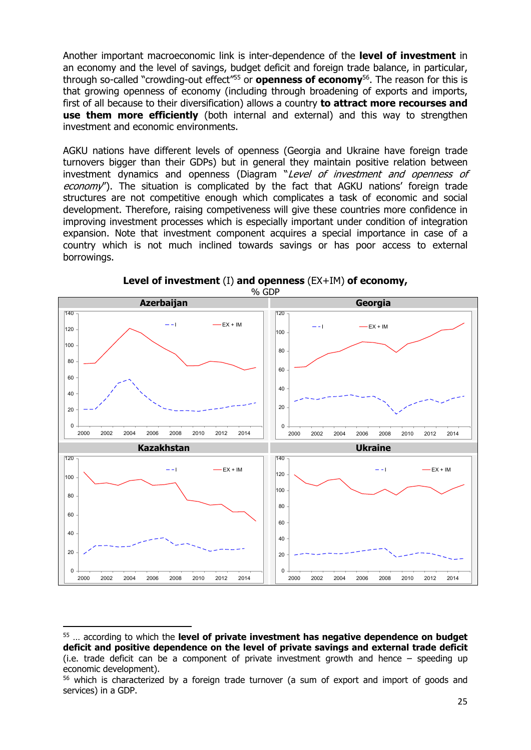Another important macroeconomic link is inter-dependence of the **level of investment** in an economy and the level of savings, budget deficit and foreign trade balance, in particular, through so-called "crowding-out effect"[55] or **openness of economy**[56]. The reason for this is that growing openness of economy (including through broadening of exports and imports, first of all because to their diversification) allows a country **to attract more recourses and use them more efficiently** (both internal and external) and this way to strengthen investment and economic environments.

AGKU nations have different levels of openness (Georgia and Ukraine have foreign trade turnovers bigger than their GDPs) but in general they maintain positive relation between investment dynamics and openness (Diagram "*Level of investment and openness of economy*"). The situation is complicated by the fact that AGKU nations' foreign trade structures are not competitive enough which complicates a task of economic and social development. Therefore, raising competiveness will give these countries more confidence in improving investment processes which is especially important under condition of integration expansion. Note that investment component acquires a special importance in case of a country which is not much inclined towards savings or has poor access to external borrowings.

**Level of investment** (I) **and openness** (EX+IM) **of economy,**
% GDP

Azerbaijan | Georgia | Kazakhstan | Ukraine

---

[55] … according to which the **level of private investment has negative dependence on budget deficit and positive dependence on the level of private savings and external trade deficit** (i.e. trade deficit can be a component of private investment growth and hence – speeding up economic development).

[56] which is characterized by a foreign trade turnover (a sum of export and import of goods and services) in a GDP.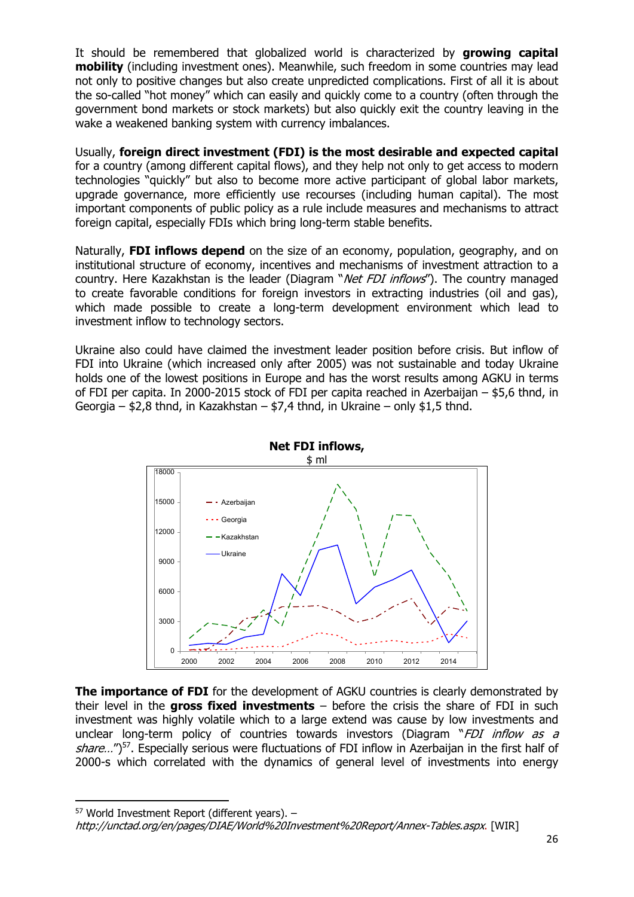It should be remembered that globalized world is characterized by **growing capital mobility** (including investment ones). Meanwhile, such freedom in some countries may lead not only to positive changes but also create unpredicted complications. First of all it is about the so-called "hot money" which can easily and quickly come to a country (often through the government bond markets or stock markets) but also quickly exit the country leaving in the wake a weakened banking system with currency imbalances.

Usually, **foreign direct investment (FDI) is the most desirable and expected capital** for a country (among different capital flows), and they help not only to get access to modern technologies "quickly" but also to become more active participant of global labor markets, upgrade governance, more efficiently use recourses (including human capital). The most important components of public policy as a rule include measures and mechanisms to attract foreign capital, especially FDIs which bring long-term stable benefits.

Naturally, **FDI inflows depend** on the size of an economy, population, geography, and on institutional structure of economy, incentives and mechanisms of investment attraction to a country. Here Kazakhstan is the leader (Diagram "*Net FDI inflows*"). The country managed to create favorable conditions for foreign investors in extracting industries (oil and gas), which made possible to create a long-term development environment which lead to investment inflow to technology sectors.

Ukraine also could have claimed the investment leader position before crisis. But inflow of FDI into Ukraine (which increased only after 2005) was not sustainable and today Ukraine holds one of the lowest positions in Europe and has the worst results among AGKU in terms of FDI per capita. In 2000-2015 stock of FDI per capita reached in Azerbaijan – $5,6 thnd, in Georgia – $2,8 thnd, in Kazakhstan – $7,4 thnd, in Ukraine – only $1,5 thnd.

**Net FDI inflows,**
$ ml

**The importance of FDI** for the development of AGKU countries is clearly demonstrated by their level in the **gross fixed investments** – before the crisis the share of FDI in such investment was highly volatile which to a large extend was cause by low investments and unclear long-term policy of countries towards investors (Diagram "*FDI inflow as a share…*")[57]. Especially serious were fluctuations of FDI inflow in Azerbaijan in the first half of 2000-s which correlated with the dynamics of general level of investments into energy

---

[57] World Investment Report (different years). – *http://unctad.org/en/pages/DIAE/World%20Investment%20Report/Annex-Tables.aspx*. [WIR]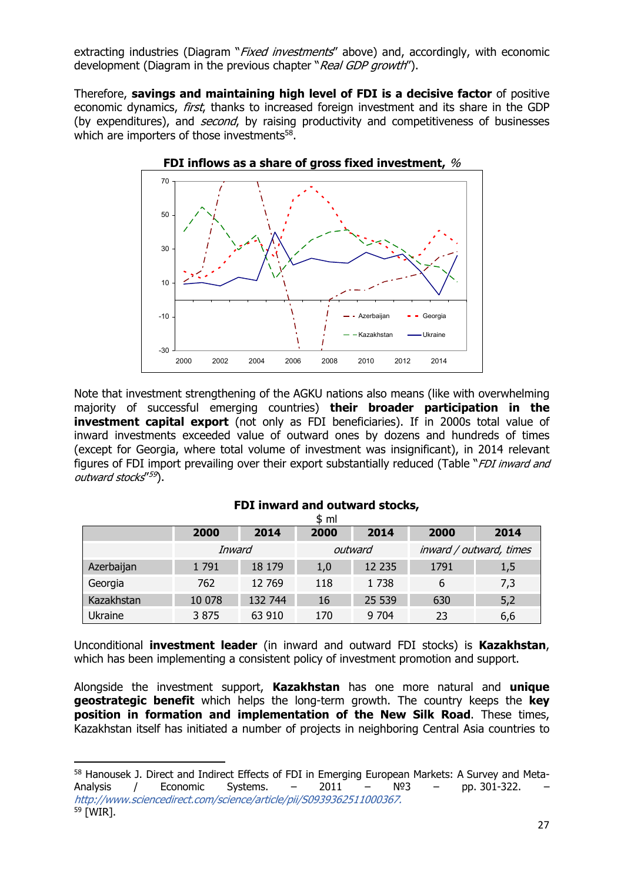extracting industries (Diagram "*Fixed investments*" above) and, accordingly, with economic development (Diagram in the previous chapter "*Real GDP growth*").

Therefore, **savings and maintaining high level of FDI is a decisive factor** of positive economic dynamics, *first*, thanks to increased foreign investment and its share in the GDP (by expenditures), and *second*, by raising productivity and competitiveness of businesses which are importers of those investments[58].

**FDI inflows as a share of gross fixed investment,** *%*

Note that investment strengthening of the AGKU nations also means (like with overwhelming majority of successful emerging countries) **their broader participation in the investment capital export** (not only as FDI beneficiaries). If in 2000s total value of inward investments exceeded value of outward ones by dozens and hundreds of times (except for Georgia, where total volume of investment was insignificant), in 2014 relevant figures of FDI import prevailing over their export substantially reduced (Table "*FDI inward and outward stocks*"[59]).

**FDI inward and outward stocks,**
$ ml

| | 2000 | 2014 | 2000 | 2014 | 2000 | 2014 |
|---|---|---|---|---|---|---|
| | *Inward* | | *outward* | | *inward / outward, times* | |
| Azerbaijan | 1 791 | 18 179 | 1,0 | 12 235 | 1791 | 1,5 |
| Georgia | 762 | 12 769 | 118 | 1 738 | 6 | 7,3 |
| Kazakhstan | 10 078 | 132 744 | 16 | 25 539 | 630 | 5,2 |
| Ukraine | 3 875 | 63 910 | 170 | 9 704 | 23 | 6,6 |

Unconditional **investment leader** (in inward and outward FDI stocks) is **Kazakhstan**, which has been implementing a consistent policy of investment promotion and support.

Alongside the investment support, **Kazakhstan** has one more natural and **unique geostrategic benefit** which helps the long-term growth. The country keeps the **key position in formation and implementation of the New Silk Road**. These times, Kazakhstan itself has initiated a number of projects in neighboring Central Asia countries to

---

[58] Hanousek J. Direct and Indirect Effects of FDI in Emerging European Markets: A Survey and Meta-Analysis / Economic Systems. – 2011 – №3 – pp. 301-322. – *http://www.sciencedirect.com/science/article/pii/S0939362511000367.*

[59] [WIR].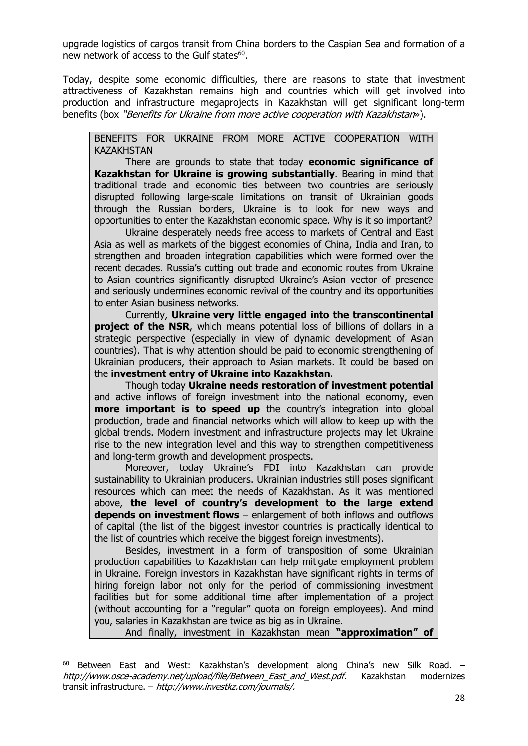upgrade logistics of cargos transit from China borders to the Caspian Sea and formation of a new network of access to the Gulf states[60].

Today, despite some economic difficulties, there are reasons to state that investment attractiveness of Kazakhstan remains high and countries which will get involved into production and infrastructure megaprojects in Kazakhstan will get significant long-term benefits (box *"Benefits for Ukraine from more active cooperation with Kazakhstan*»).

BENEFITS FOR UKRAINE FROM MORE ACTIVE COOPERATION WITH KAZAKHSTAN

There are grounds to state that today **economic significance of Kazakhstan for Ukraine is growing substantially**. Bearing in mind that traditional trade and economic ties between two countries are seriously disrupted following large-scale limitations on transit of Ukrainian goods through the Russian borders, Ukraine is to look for new ways and opportunities to enter the Kazakhstan economic space. Why is it so important?

Ukraine desperately needs free access to markets of Central and East Asia as well as markets of the biggest economies of China, India and Iran, to strengthen and broaden integration capabilities which were formed over the recent decades. Russia's cutting out trade and economic routes from Ukraine to Asian countries significantly disrupted Ukraine's Asian vector of presence and seriously undermines economic revival of the country and its opportunities to enter Asian business networks.

Currently, **Ukraine very little engaged into the transcontinental project of the NSR**, which means potential loss of billions of dollars in a strategic perspective (especially in view of dynamic development of Asian countries). That is why attention should be paid to economic strengthening of Ukrainian producers, their approach to Asian markets. It could be based on the **investment entry of Ukraine into Kazakhstan**.

Though today **Ukraine needs restoration of investment potential** and active inflows of foreign investment into the national economy, even **more important is to speed up** the country's integration into global production, trade and financial networks which will allow to keep up with the global trends. Modern investment and infrastructure projects may let Ukraine rise to the new integration level and this way to strengthen competitiveness and long-term growth and development prospects.

Moreover, today Ukraine's FDI into Kazakhstan can provide sustainability to Ukrainian producers. Ukrainian industries still poses significant resources which can meet the needs of Kazakhstan. As it was mentioned above, **the level of country's development to the large extend depends on investment flows** – enlargement of both inflows and outflows of capital (the list of the biggest investor countries is practically identical to the list of countries which receive the biggest foreign investments).

Besides, investment in a form of transposition of some Ukrainian production capabilities to Kazakhstan can help mitigate employment problem in Ukraine. Foreign investors in Kazakhstan have significant rights in terms of hiring foreign labor not only for the period of commissioning investment facilities but for some additional time after implementation of a project (without accounting for a "regular" quota on foreign employees). And mind you, salaries in Kazakhstan are twice as big as in Ukraine.

And finally, investment in Kazakhstan mean **"approximation" of**

---

[60] Between East and West: Kazakhstan's development along China's new Silk Road. – *http://www.osce-academy.net/upload/file/Between_East_and_West.pdf.* Kazakhstan modernizes transit infrastructure. – *http://www.investkz.com/journals/.*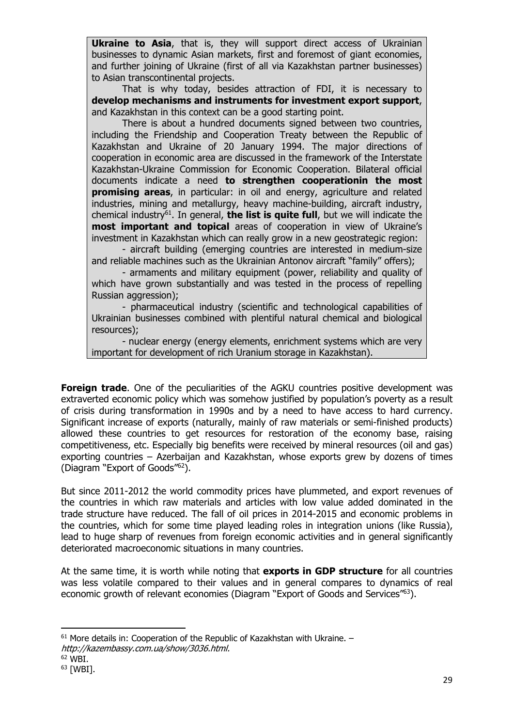**Ukraine to Asia**, that is, they will support direct access of Ukrainian businesses to dynamic Asian markets, first and foremost of giant economies, and further joining of Ukraine (first of all via Kazakhstan partner businesses) to Asian transcontinental projects.

That is why today, besides attraction of FDI, it is necessary to **develop mechanisms and instruments for investment export support**, and Kazakhstan in this context can be a good starting point.

There is about a hundred documents signed between two countries, including the Friendship and Cooperation Treaty between the Republic of Kazakhstan and Ukraine of 20 January 1994. The major directions of cooperation in economic area are discussed in the framework of the Interstate Kazakhstan-Ukraine Commission for Economic Cooperation. Bilateral official documents indicate a need **to strengthen cooperationin the most promising areas**, in particular: in oil and energy, agriculture and related industries, mining and metallurgy, heavy machine-building, aircraft industry, chemical industry[61]. In general, **the list is quite full**, but we will indicate the **most important and topical** areas of cooperation in view of Ukraine's investment in Kazakhstan which can really grow in a new geostrategic region:

- aircraft building (emerging countries are interested in medium-size and reliable machines such as the Ukrainian Antonov aircraft "family" offers);
- armaments and military equipment (power, reliability and quality of which have grown substantially and was tested in the process of repelling Russian aggression);
- pharmaceutical industry (scientific and technological capabilities of Ukrainian businesses combined with plentiful natural chemical and biological resources);
- nuclear energy (energy elements, enrichment systems which are very important for development of rich Uranium storage in Kazakhstan).

**Foreign trade**. One of the peculiarities of the AGKU countries positive development was extraverted economic policy which was somehow justified by population's poverty as a result of crisis during transformation in 1990s and by a need to have access to hard currency. Significant increase of exports (naturally, mainly of raw materials or semi-finished products) allowed these countries to get resources for restoration of the economy base, raising competitiveness, etc. Especially big benefits were received by mineral resources (oil and gas) exporting countries – Azerbaijan and Kazakhstan, whose exports grew by dozens of times (Diagram "Export of Goods"[62]).

But since 2011-2012 the world commodity prices have plummeted, and export revenues of the countries in which raw materials and articles with low value added dominated in the trade structure have reduced. The fall of oil prices in 2014-2015 and economic problems in the countries, which for some time played leading roles in integration unions (like Russia), lead to huge sharp of revenues from foreign economic activities and in general significantly deteriorated macroeconomic situations in many countries.

At the same time, it is worth while noting that **exports in GDP structure** for all countries was less volatile compared to their values and in general compares to dynamics of real economic growth of relevant economies (Diagram "Export of Goods and Services"[63]).

---

[61] More details in: Cooperation of the Republic of Kazakhstan with Ukraine. – *http://kazembassy.com.ua/show/3036.html.*

[62] WBI.

[63] [WBI].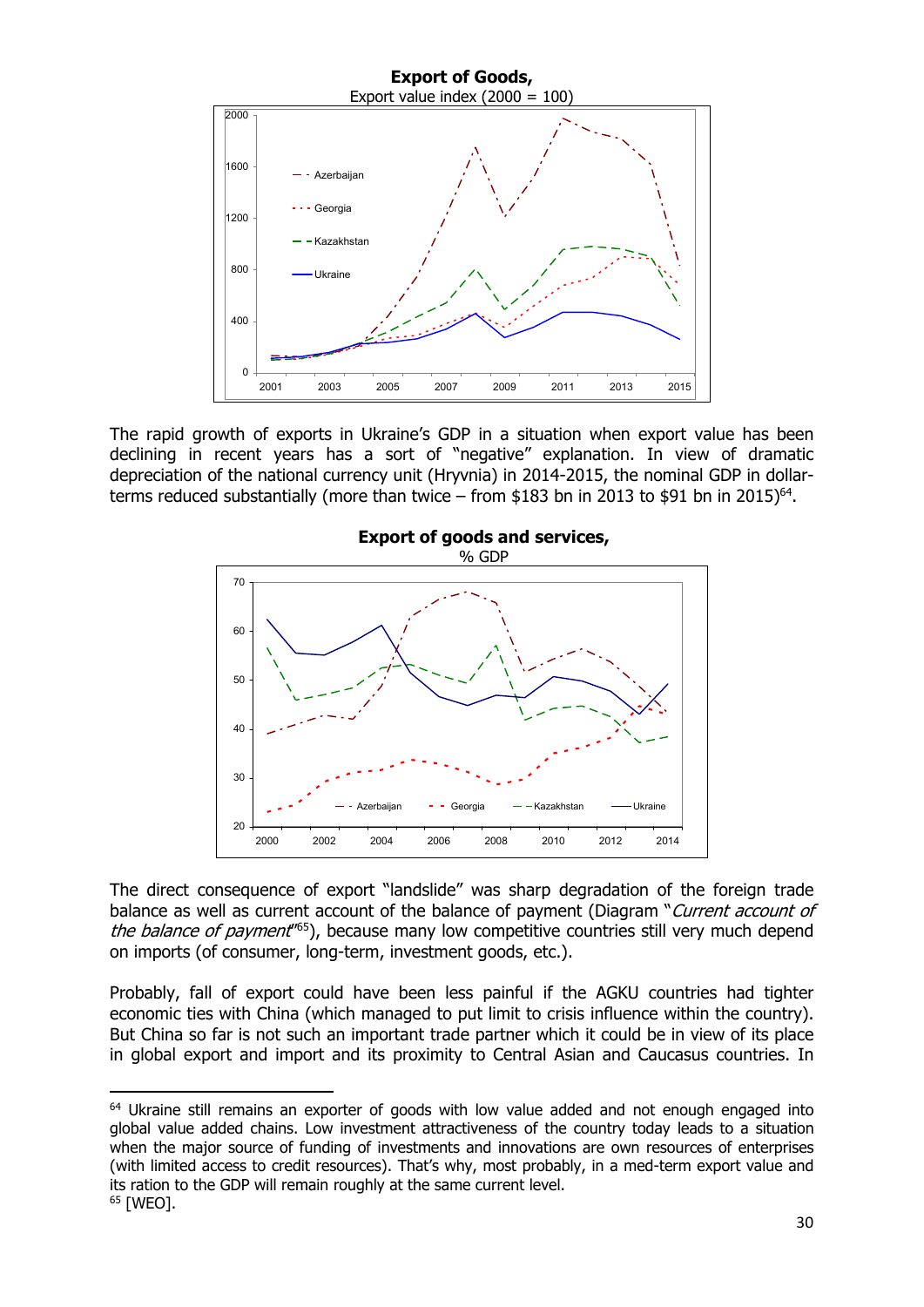**Export of Goods,**
Export value index (2000 = 100)

The rapid growth of exports in Ukraine's GDP in a situation when export value has been declining in recent years has a sort of "negative" explanation. In view of dramatic depreciation of the national currency unit (Hryvnia) in 2014-2015, the nominal GDP in dollar-terms reduced substantially (more than twice – from $183 bn in 2013 to $91 bn in 2015)[64].

**Export of goods and services,**
% GDP

The direct consequence of export "landslide" was sharp degradation of the foreign trade balance as well as current account of the balance of payment (Diagram "*Current account of the balance of payment*"[65]), because many low competitive countries still very much depend on imports (of consumer, long-term, investment goods, etc.).

Probably, fall of export could have been less painful if the AGKU countries had tighter economic ties with China (which managed to put limit to crisis influence within the country). But China so far is not such an important trade partner which it could be in view of its place in global export and import and its proximity to Central Asian and Caucasus countries. In

[64] Ukraine still remains an exporter of goods with low value added and not enough engaged into global value added chains. Low investment attractiveness of the country today leads to a situation when the major source of funding of investments and innovations are own resources of enterprises (with limited access to credit resources). That's why, most probably, in a med-term export value and its ration to the GDP will remain roughly at the same current level.

[65] [WEO].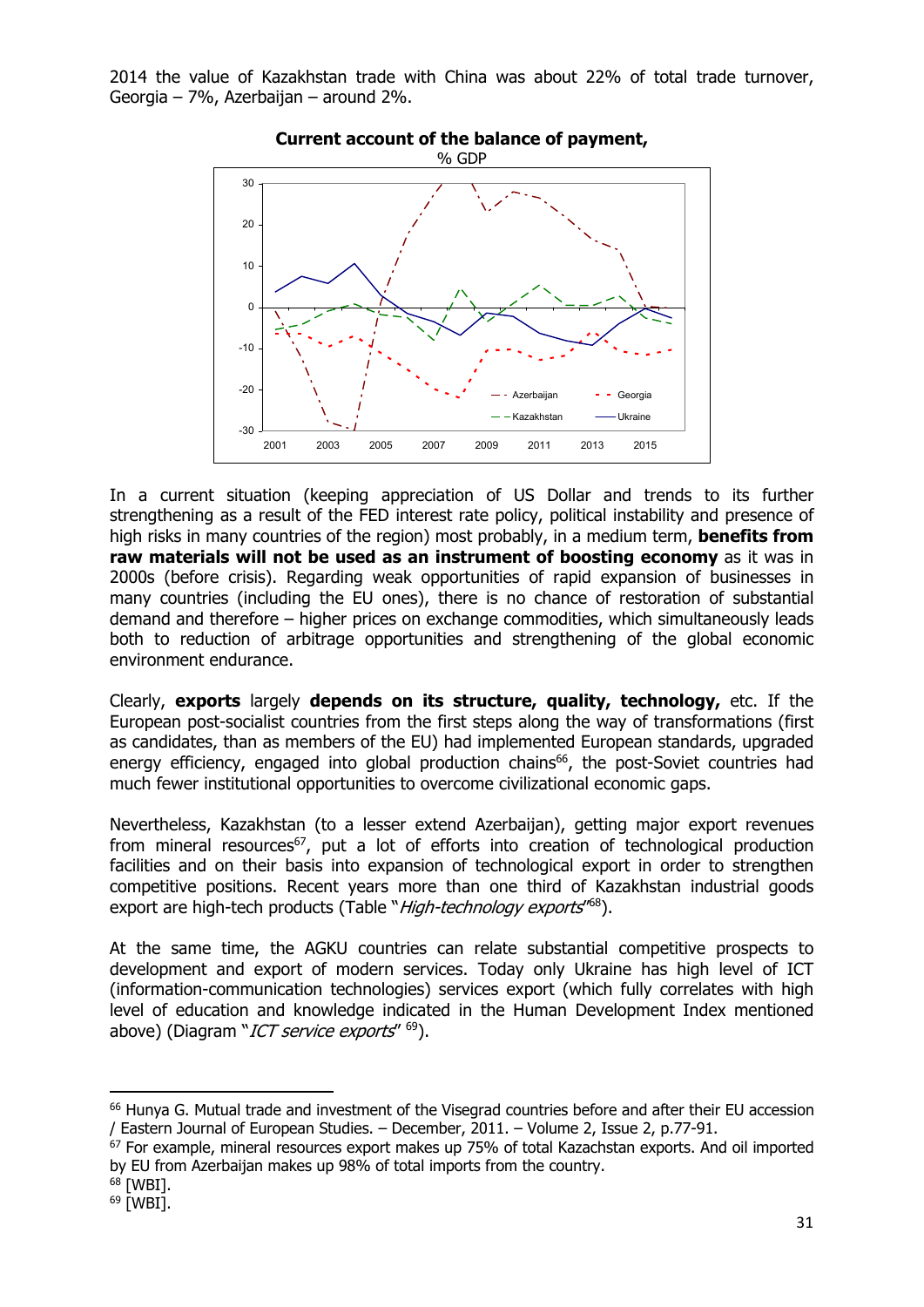2014 the value of Kazakhstan trade with China was about 22% of total trade turnover, Georgia – 7%, Azerbaijan – around 2%.

**Current account of the balance of payment,**
% GDP

In a current situation (keeping appreciation of US Dollar and trends to its further strengthening as a result of the FED interest rate policy, political instability and presence of high risks in many countries of the region) most probably, in a medium term, **benefits from raw materials will not be used as an instrument of boosting economy** as it was in 2000s (before crisis). Regarding weak opportunities of rapid expansion of businesses in many countries (including the EU ones), there is no chance of restoration of substantial demand and therefore – higher prices on exchange commodities, which simultaneously leads both to reduction of arbitrage opportunities and strengthening of the global economic environment endurance.

Clearly, **exports** largely **depends on its structure, quality, technology,** etc. If the European post-socialist countries from the first steps along the way of transformations (first as candidates, than as members of the EU) had implemented European standards, upgraded energy efficiency, engaged into global production chains[66], the post-Soviet countries had much fewer institutional opportunities to overcome civilizational economic gaps.

Nevertheless, Kazakhstan (to a lesser extend Azerbaijan), getting major export revenues from mineral resources[67], put a lot of efforts into creation of technological production facilities and on their basis into expansion of technological export in order to strengthen competitive positions. Recent years more than one third of Kazakhstan industrial goods export are high-tech products (Table "*High-technology exports*"[68]).

At the same time, the AGKU countries can relate substantial competitive prospects to development and export of modern services. Today only Ukraine has high level of ICT (information-communication technologies) services export (which fully correlates with high level of education and knowledge indicated in the Human Development Index mentioned above) (Diagram "*ICT service exports*" [69]).

---

[66] Hunya G. Mutual trade and investment of the Visegrad countries before and after their EU accession / Eastern Journal of European Studies. – December, 2011. – Volume 2, Issue 2, p.77-91.

[67] For example, mineral resources export makes up 75% of total Kazachstan exports. And oil imported by EU from Azerbaijan makes up 98% of total imports from the country.

[68] [WBI].

[69] [WBI].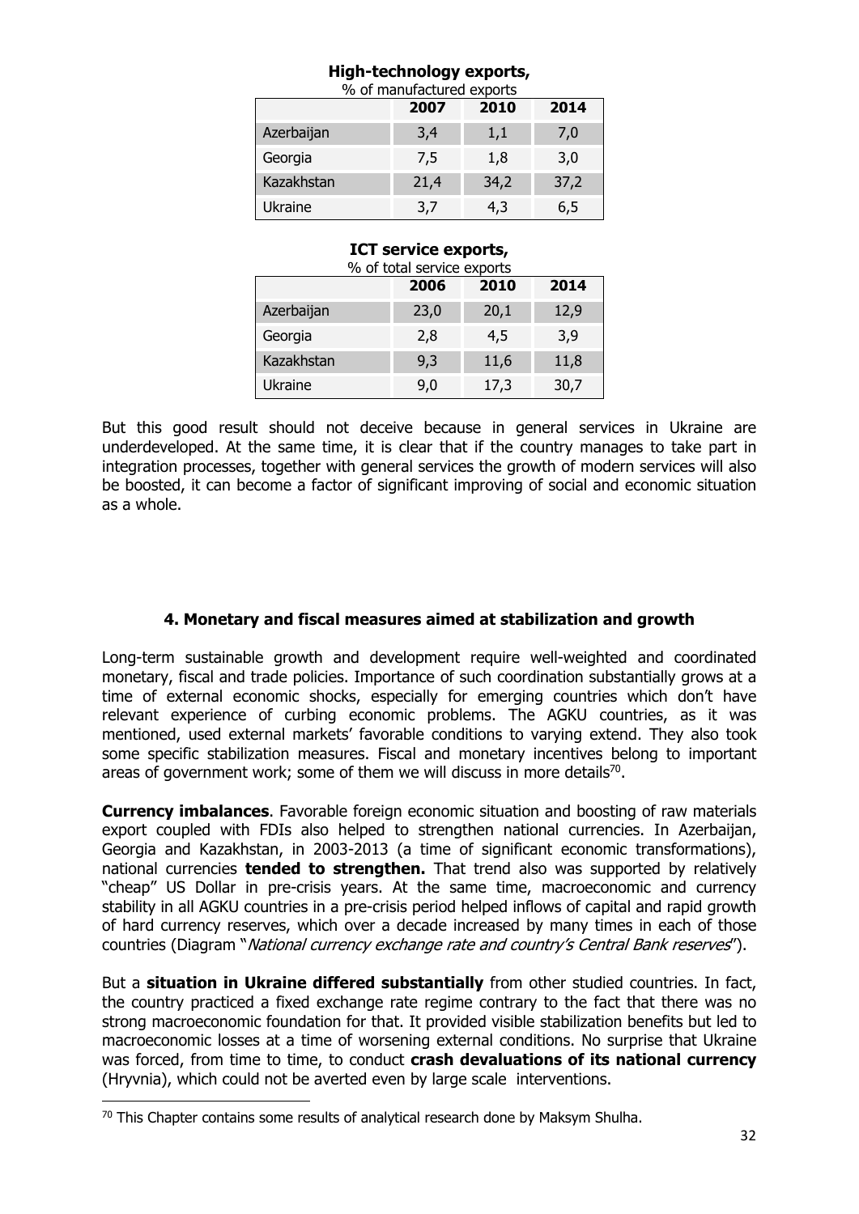**High-technology exports,**
% of manufactured exports

| | 2007 | 2010 | 2014 |
|---|---|---|---|
| Azerbaijan | 3,4 | 1,1 | 7,0 |
| Georgia | 7,5 | 1,8 | 3,0 |
| Kazakhstan | 21,4 | 34,2 | 37,2 |
| Ukraine | 3,7 | 4,3 | 6,5 |

**ICT service exports,**
% of total service exports

| | 2006 | 2010 | 2014 |
|---|---|---|---|
| Azerbaijan | 23,0 | 20,1 | 12,9 |
| Georgia | 2,8 | 4,5 | 3,9 |
| Kazakhstan | 9,3 | 11,6 | 11,8 |
| Ukraine | 9,0 | 17,3 | 30,7 |

But this good result should not deceive because in general services in Ukraine are underdeveloped. At the same time, it is clear that if the country manages to take part in integration processes, together with general services the growth of modern services will also be boosted, it can become a factor of significant improving of social and economic situation as a whole.

### 4. Monetary and fiscal measures aimed at stabilization and growth

Long-term sustainable growth and development require well-weighted and coordinated monetary, fiscal and trade policies. Importance of such coordination substantially grows at a time of external economic shocks, especially for emerging countries which don't have relevant experience of curbing economic problems. The AGKU countries, as it was mentioned, used external markets' favorable conditions to varying extend. They also took some specific stabilization measures. Fiscal and monetary incentives belong to important areas of government work; some of them we will discuss in more details[70].

**Currency imbalances**. Favorable foreign economic situation and boosting of raw materials export coupled with FDIs also helped to strengthen national currencies. In Azerbaijan, Georgia and Kazakhstan, in 2003-2013 (a time of significant economic transformations), national currencies **tended to strengthen.** That trend also was supported by relatively "cheap" US Dollar in pre-crisis years. At the same time, macroeconomic and currency stability in all AGKU countries in a pre-crisis period helped inflows of capital and rapid growth of hard currency reserves, which over a decade increased by many times in each of those countries (Diagram "*National currency exchange rate and country's Central Bank reserves*").

But a **situation in Ukraine differed substantially** from other studied countries. In fact, the country practiced a fixed exchange rate regime contrary to the fact that there was no strong macroeconomic foundation for that. It provided visible stabilization benefits but led to macroeconomic losses at a time of worsening external conditions. No surprise that Ukraine was forced, from time to time, to conduct **crash devaluations of its national currency** (Hryvnia), which could not be averted even by large scale interventions.

[70] This Chapter contains some results of analytical research done by Maksym Shulha.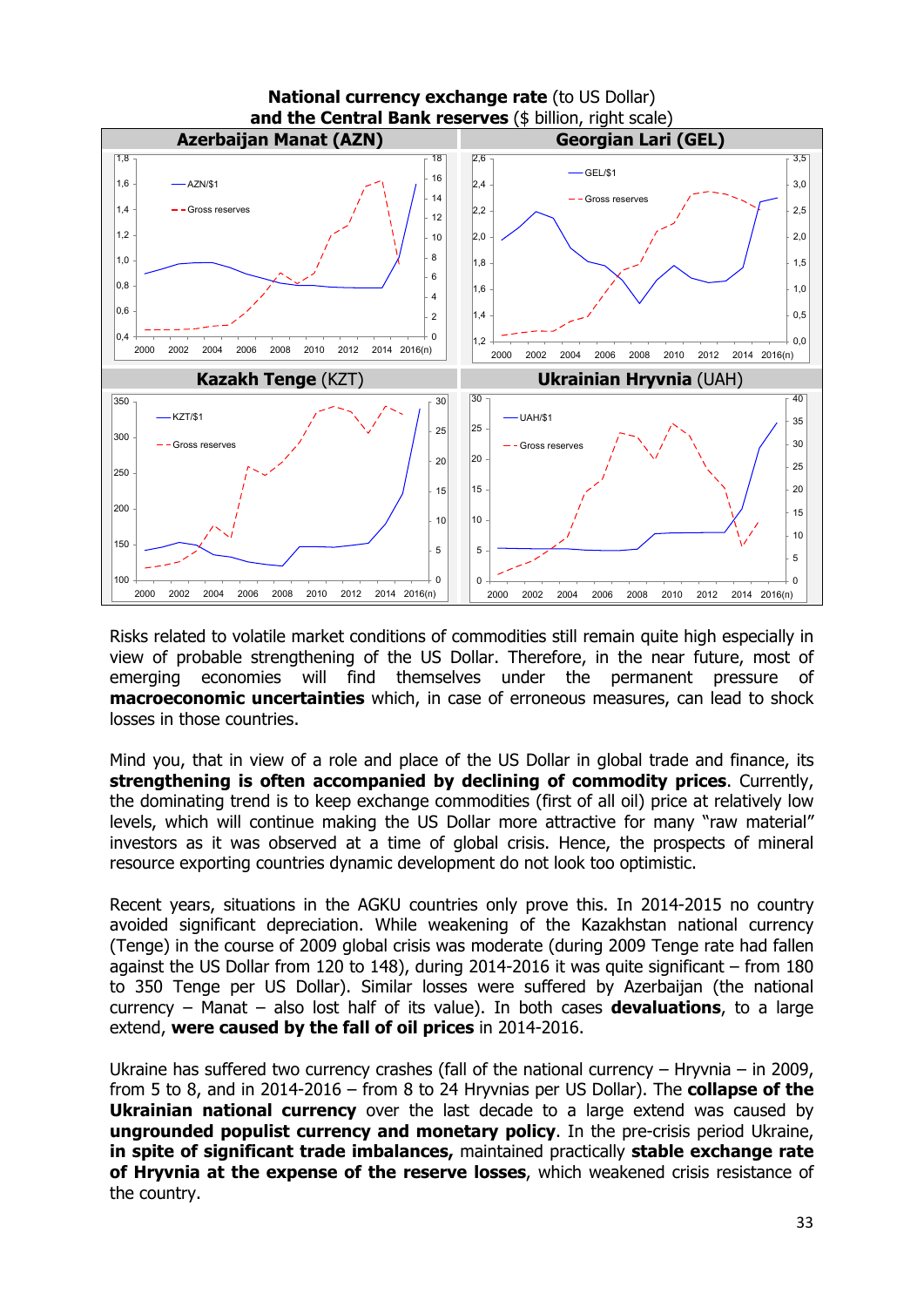**National currency exchange rate** (to US Dollar)
**and the Central Bank reserves** ($ billion, right scale)

Risks related to volatile market conditions of commodities still remain quite high especially in view of probable strengthening of the US Dollar. Therefore, in the near future, most of emerging economies will find themselves under the permanent pressure of **macroeconomic uncertainties** which, in case of erroneous measures, can lead to shock losses in those countries.

Mind you, that in view of a role and place of the US Dollar in global trade and finance, its **strengthening is often accompanied by declining of commodity prices**. Currently, the dominating trend is to keep exchange commodities (first of all oil) price at relatively low levels, which will continue making the US Dollar more attractive for many "raw material" investors as it was observed at a time of global crisis. Hence, the prospects of mineral resource exporting countries dynamic development do not look too optimistic.

Recent years, situations in the AGKU countries only prove this. In 2014-2015 no country avoided significant depreciation. While weakening of the Kazakhstan national currency (Tenge) in the course of 2009 global crisis was moderate (during 2009 Tenge rate had fallen against the US Dollar from 120 to 148), during 2014-2016 it was quite significant – from 180 to 350 Tenge per US Dollar). Similar losses were suffered by Azerbaijan (the national currency – Manat – also lost half of its value). In both cases **devaluations**, to a large extend, **were caused by the fall of oil prices** in 2014-2016.

Ukraine has suffered two currency crashes (fall of the national currency – Hryvnia – in 2009, from 5 to 8, and in 2014-2016 – from 8 to 24 Hryvnias per US Dollar). The **collapse of the Ukrainian national currency** over the last decade to a large extend was caused by **ungrounded populist currency and monetary policy**. In the pre-crisis period Ukraine, **in spite of significant trade imbalances,** maintained practically **stable exchange rate of Hryvnia at the expense of the reserve losses**, which weakened crisis resistance of the country.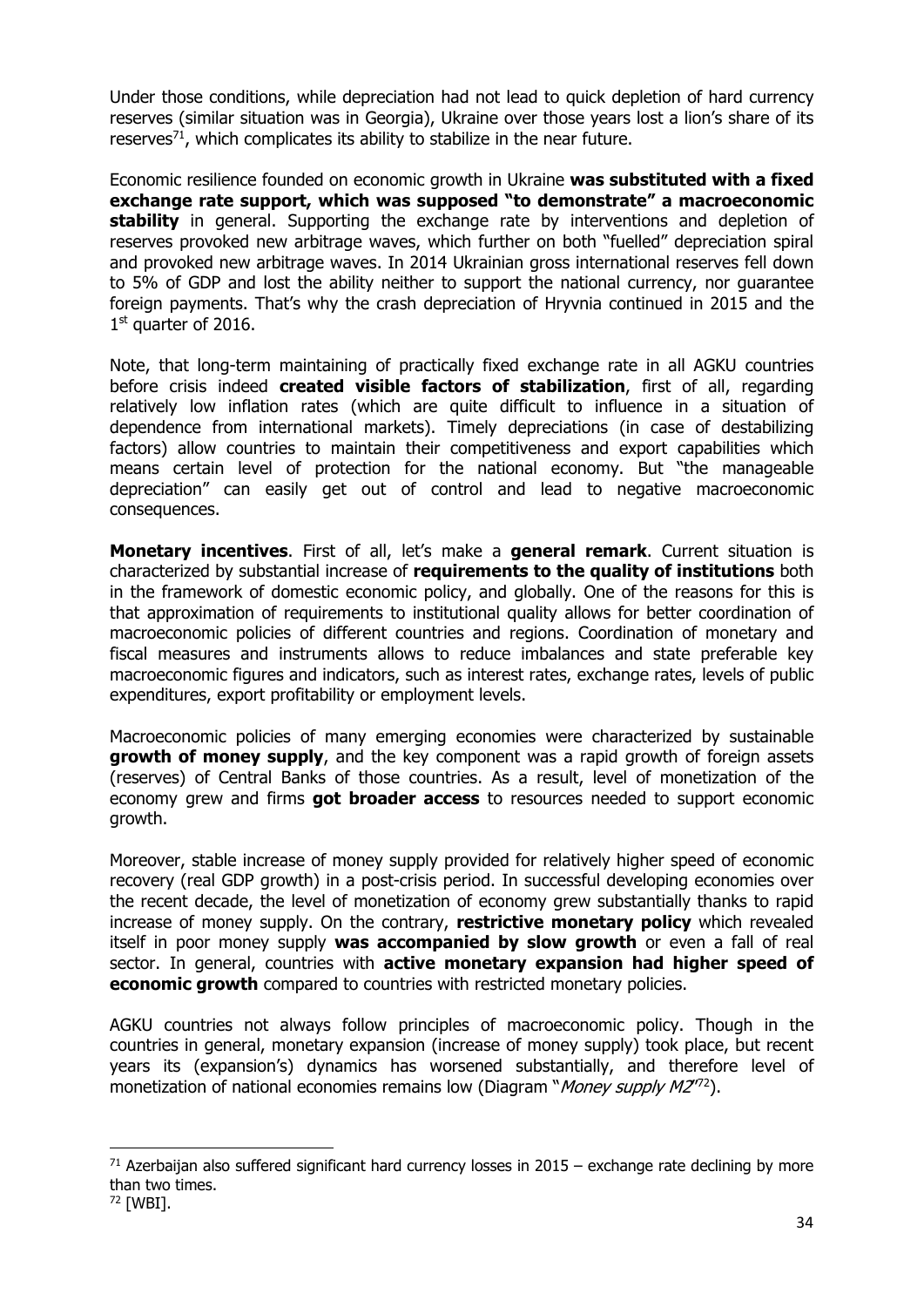Under those conditions, while depreciation had not lead to quick depletion of hard currency reserves (similar situation was in Georgia), Ukraine over those years lost a lion's share of its reserves[71], which complicates its ability to stabilize in the near future.

Economic resilience founded on economic growth in Ukraine **was substituted with a fixed exchange rate support, which was supposed "to demonstrate" a macroeconomic stability** in general. Supporting the exchange rate by interventions and depletion of reserves provoked new arbitrage waves, which further on both "fuelled" depreciation spiral and provoked new arbitrage waves. In 2014 Ukrainian gross international reserves fell down to 5% of GDP and lost the ability neither to support the national currency, nor guarantee foreign payments. That's why the crash depreciation of Hryvnia continued in 2015 and the 1st quarter of 2016.

Note, that long-term maintaining of practically fixed exchange rate in all AGKU countries before crisis indeed **created visible factors of stabilization**, first of all, regarding relatively low inflation rates (which are quite difficult to influence in a situation of dependence from international markets). Timely depreciations (in case of destabilizing factors) allow countries to maintain their competitiveness and export capabilities which means certain level of protection for the national economy. But "the manageable depreciation" can easily get out of control and lead to negative macroeconomic consequences.

**Monetary incentives**. First of all, let's make a **general remark**. Current situation is characterized by substantial increase of **requirements to the quality of institutions** both in the framework of domestic economic policy, and globally. One of the reasons for this is that approximation of requirements to institutional quality allows for better coordination of macroeconomic policies of different countries and regions. Coordination of monetary and fiscal measures and instruments allows to reduce imbalances and state preferable key macroeconomic figures and indicators, such as interest rates, exchange rates, levels of public expenditures, export profitability or employment levels.

Macroeconomic policies of many emerging economies were characterized by sustainable **growth of money supply**, and the key component was a rapid growth of foreign assets (reserves) of Central Banks of those countries. As a result, level of monetization of the economy grew and firms **got broader access** to resources needed to support economic growth.

Moreover, stable increase of money supply provided for relatively higher speed of economic recovery (real GDP growth) in a post-crisis period. In successful developing economies over the recent decade, the level of monetization of economy grew substantially thanks to rapid increase of money supply. On the contrary, **restrictive monetary policy** which revealed itself in poor money supply **was accompanied by slow growth** or even a fall of real sector. In general, countries with **active monetary expansion had higher speed of economic growth** compared to countries with restricted monetary policies.

AGKU countries not always follow principles of macroeconomic policy. Though in the countries in general, monetary expansion (increase of money supply) took place, but recent years its (expansion's) dynamics has worsened substantially, and therefore level of monetization of national economies remains low (Diagram "*Money supply M2*"[72]).

---

[71] Azerbaijan also suffered significant hard currency losses in 2015 – exchange rate declining by more than two times.

[72] [WBI].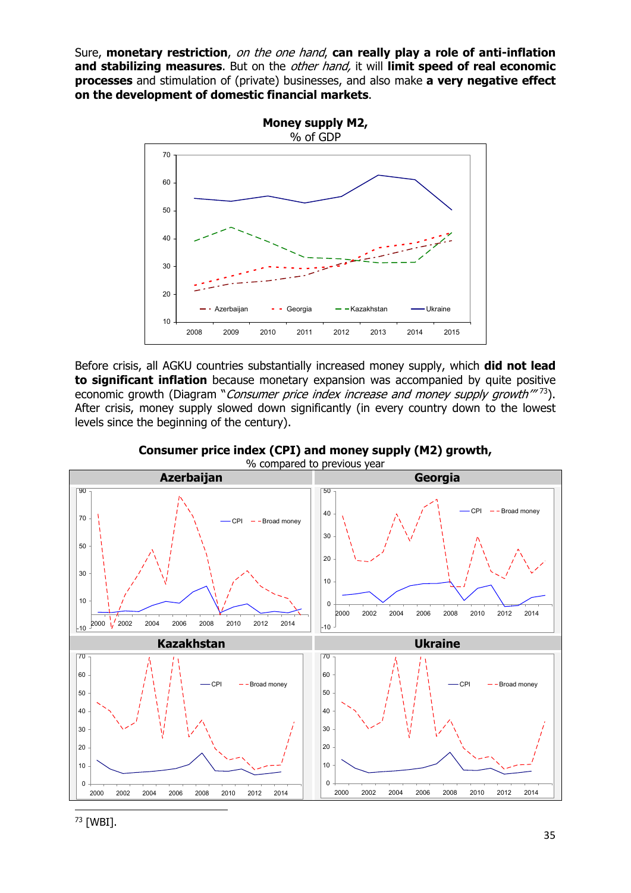Sure, **monetary restriction**, *on the one hand*, **can really play a role of anti-inflation and stabilizing measures**. But on the *other hand,* it will **limit speed of real economic processes** and stimulation of (private) businesses, and also make **a very negative effect on the development of domestic financial markets**.

**Money supply M2,**
% of GDP

Before crisis, all AGKU countries substantially increased money supply, which **did not lead to significant inflation** because monetary expansion was accompanied by quite positive economic growth (Diagram "*Consumer price index increase and money supply growth*"[73]). After crisis, money supply slowed down significantly (in every country down to the lowest levels since the beginning of the century).

**Consumer price index (CPI) and money supply (M2) growth,**
% compared to previous year

[73] [WBI].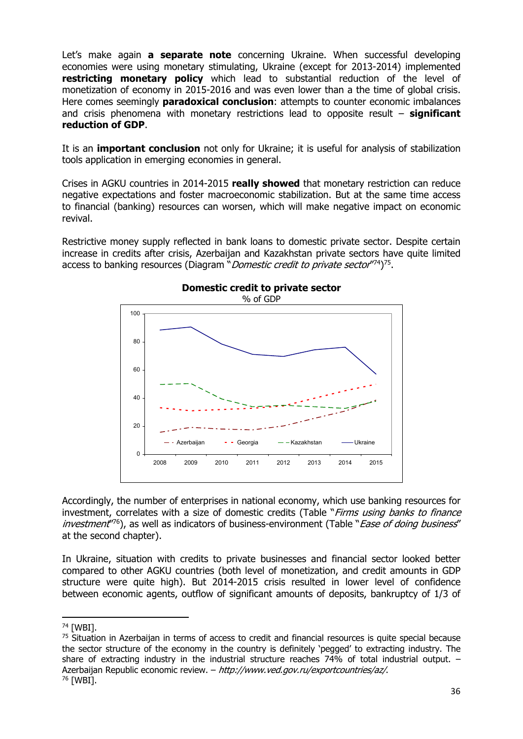Let's make again **a separate note** concerning Ukraine. When successful developing economies were using monetary stimulating, Ukraine (except for 2013-2014) implemented **restricting monetary policy** which lead to substantial reduction of the level of monetization of economy in 2015-2016 and was even lower than a the time of global crisis. Here comes seemingly **paradoxical conclusion**: attempts to counter economic imbalances and crisis phenomena with monetary restrictions lead to opposite result – **significant reduction of GDP**.

It is an **important conclusion** not only for Ukraine; it is useful for analysis of stabilization tools application in emerging economies in general.

Crises in AGKU countries in 2014-2015 **really showed** that monetary restriction can reduce negative expectations and foster macroeconomic stabilization. But at the same time access to financial (banking) resources can worsen, which will make negative impact on economic revival.

Restrictive money supply reflected in bank loans to domestic private sector. Despite certain increase in credits after crisis, Azerbaijan and Kazakhstan private sectors have quite limited access to banking resources (Diagram "*Domestic credit to private sector*"[74])[75].

**Domestic credit to private sector**
% of GDP

Accordingly, the number of enterprises in national economy, which use banking resources for investment, correlates with a size of domestic credits (Table "*Firms using banks to finance investment*"[76]), as well as indicators of business-environment (Table "*Ease of doing business*" at the second chapter).

In Ukraine, situation with credits to private businesses and financial sector looked better compared to other AGKU countries (both level of monetization, and credit amounts in GDP structure were quite high). But 2014-2015 crisis resulted in lower level of confidence between economic agents, outflow of significant amounts of deposits, bankruptcy of 1/3 of

---

[74] [WBI].

[75] Situation in Azerbaijan in terms of access to credit and financial resources is quite special because the sector structure of the economy in the country is definitely 'pegged' to extracting industry. The share of extracting industry in the industrial structure reaches 74% of total industrial output. – Azerbaijan Republic economic review. – *http://www.ved.gov.ru/exportcountries/az/*.

[76] [WBI].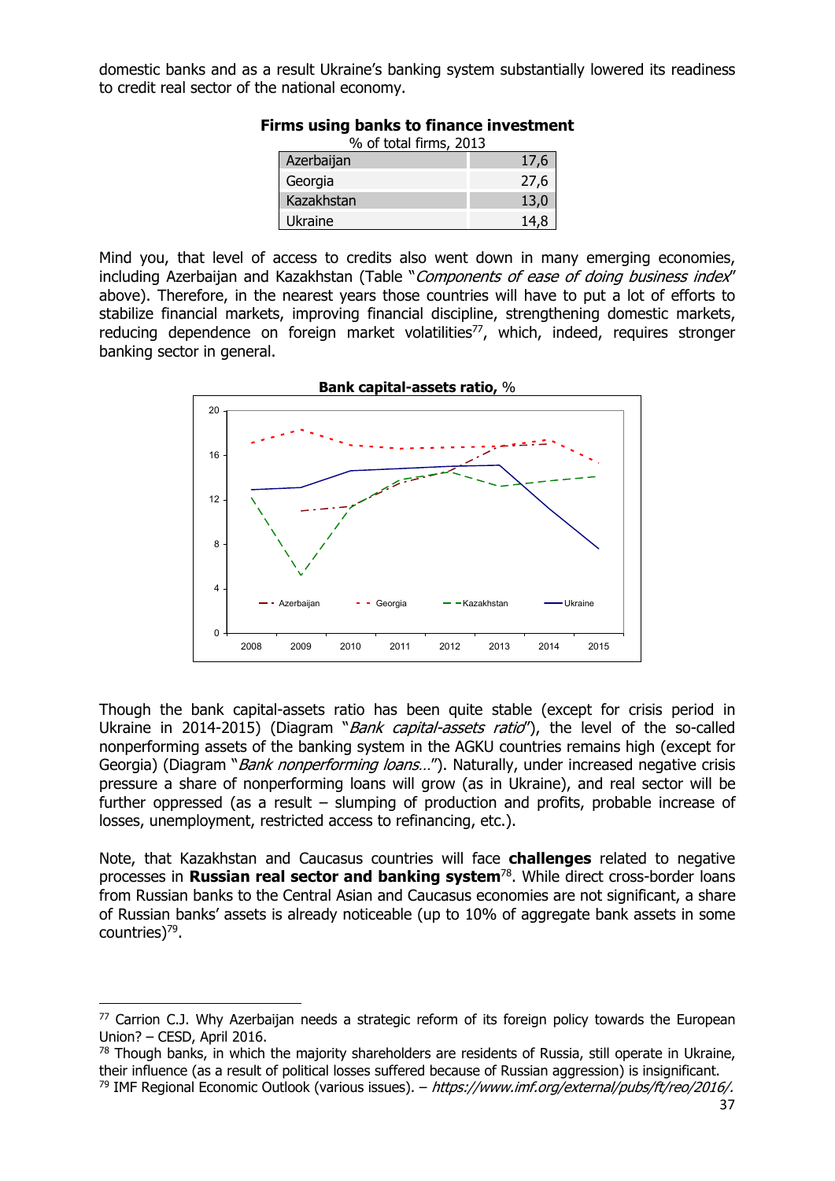domestic banks and as a result Ukraine's banking system substantially lowered its readiness to credit real sector of the national economy.

**Firms using banks to finance investment**

% of total firms, 2013

| Country | % |
|---|---|
| Azerbaijan | 17,6 |
| Georgia | 27,6 |
| Kazakhstan | 13,0 |
| Ukraine | 14,8 |

Mind you, that level of access to credits also went down in many emerging economies, including Azerbaijan and Kazakhstan (Table "*Components of ease of doing business index*" above). Therefore, in the nearest years those countries will have to put a lot of efforts to stabilize financial markets, improving financial discipline, strengthening domestic markets, reducing dependence on foreign market volatilities[77], which, indeed, requires stronger banking sector in general.

**Bank capital-assets ratio,** %

Though the bank capital-assets ratio has been quite stable (except for crisis period in Ukraine in 2014-2015) (Diagram "*Bank capital-assets ratio*"), the level of the so-called nonperforming assets of the banking system in the AGKU countries remains high (except for Georgia) (Diagram "*Bank nonperforming loans…*"). Naturally, under increased negative crisis pressure a share of nonperforming loans will grow (as in Ukraine), and real sector will be further oppressed (as a result – slumping of production and profits, probable increase of losses, unemployment, restricted access to refinancing, etc.).

Note, that Kazakhstan and Caucasus countries will face **challenges** related to negative processes in **Russian real sector and banking system**[78]. While direct cross-border loans from Russian banks to the Central Asian and Caucasus economies are not significant, a share of Russian banks' assets is already noticeable (up to 10% of aggregate bank assets in some countries)[79].

---

[77] Carrion C.J. Why Azerbaijan needs a strategic reform of its foreign policy towards the European Union? – CESD, April 2016.

[78] Though banks, in which the majority shareholders are residents of Russia, still operate in Ukraine, their influence (as a result of political losses suffered because of Russian aggression) is insignificant.

[79] IMF Regional Economic Outlook (various issues). – *https://www.imf.org/external/pubs/ft/reo/2016/.*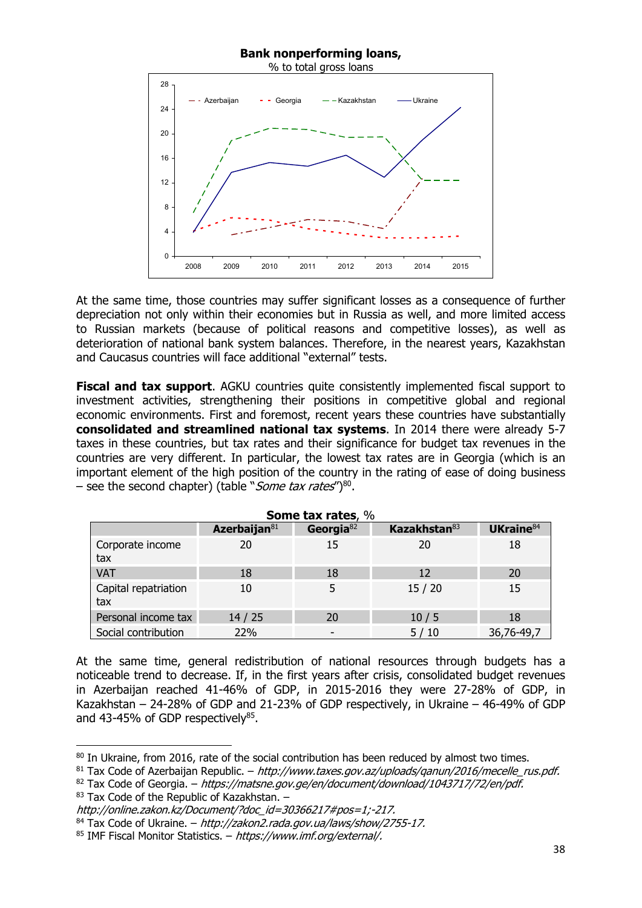**Bank nonperforming loans,**
% to total gross loans

At the same time, those countries may suffer significant losses as a consequence of further depreciation not only within their economies but in Russia as well, and more limited access to Russian markets (because of political reasons and competitive losses), as well as deterioration of national bank system balances. Therefore, in the nearest years, Kazakhstan and Caucasus countries will face additional "external" tests.

**Fiscal and tax support**. AGKU countries quite consistently implemented fiscal support to investment activities, strengthening their positions in competitive global and regional economic environments. First and foremost, recent years these countries have substantially **consolidated and streamlined national tax systems**. In 2014 there were already 5-7 taxes in these countries, but tax rates and their significance for budget tax revenues in the countries are very different. In particular, the lowest tax rates are in Georgia (which is an important element of the high position of the country in the rating of ease of doing business – see the second chapter) (table "*Some tax rates*")[80].

**Some tax rates**, %

| | Azerbaijan[81] | Georgia[82] | Kazakhstan[83] | UKraine[84] |
|---|---|---|---|---|
| Corporate income tax | 20 | 15 | 20 | 18 |
| VAT | 18 | 18 | 12 | 20 |
| Capital repatriation tax | 10 | 5 | 15 / 20 | 15 |
| Personal income tax | 14 / 25 | 20 | 10 / 5 | 18 |
| Social contribution | 22% | - | 5 / 10 | 36,76-49,7 |

At the same time, general redistribution of national resources through budgets has a noticeable trend to decrease. If, in the first years after crisis, consolidated budget revenues in Azerbaijan reached 41-46% of GDP, in 2015-2016 they were 27-28% of GDP, in Kazakhstan – 24-28% of GDP and 21-23% of GDP respectively, in Ukraine – 46-49% of GDP and 43-45% of GDP respectively[85].

---

[80] In Ukraine, from 2016, rate of the social contribution has been reduced by almost two times.

[81] Tax Code of Azerbaijan Republic. – *http://www.taxes.gov.az/uploads/qanun/2016/mecelle_rus.pdf.*

[82] Tax Code of Georgia. – *https://matsne.gov.ge/en/document/download/1043717/72/en/pdf.*

[83] Tax Code of the Republic of Kazakhstan. – *http://online.zakon.kz/Document/?doc_id=30366217#pos=1;-217.*

[84] Tax Code of Ukraine. – *http://zakon2.rada.gov.ua/laws/show/2755-17.*

[85] IMF Fiscal Monitor Statistics. – *https://www.imf.org/external/.*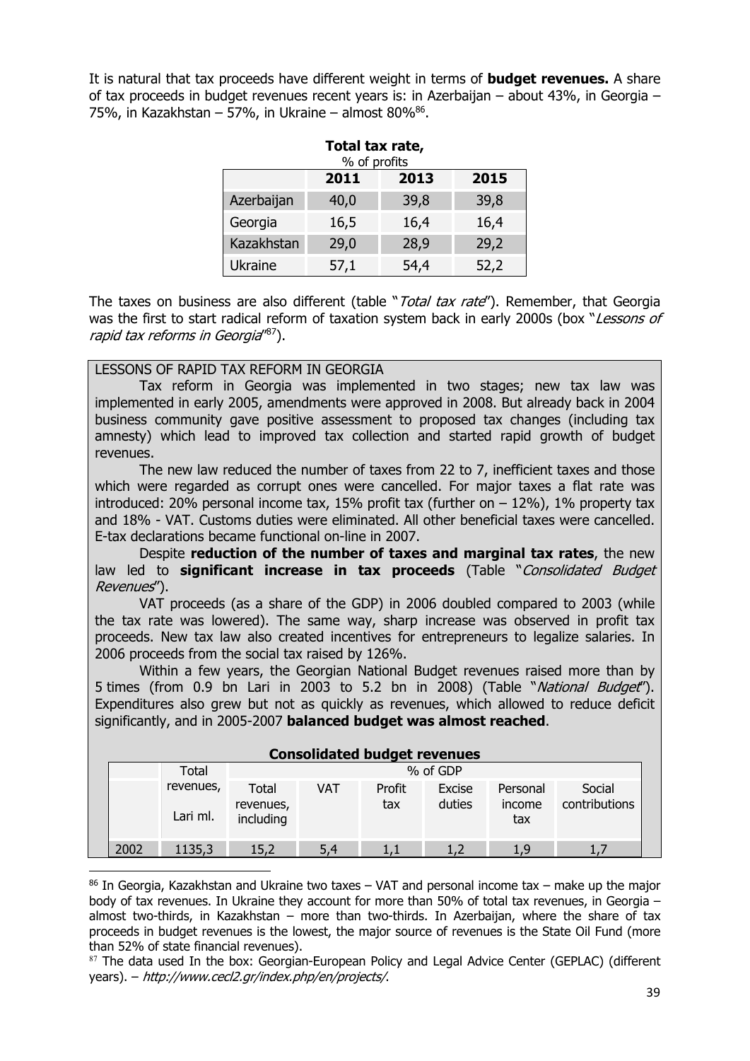It is natural that tax proceeds have different weight in terms of **budget revenues.** A share of tax proceeds in budget revenues recent years is: in Azerbaijan – about 43%, in Georgia – 75%, in Kazakhstan – 57%, in Ukraine – almost 80%[86].

**Total tax rate,**
% of profits

| | 2011 | 2013 | 2015 |
|---|---|---|---|
| Azerbaijan | 40,0 | 39,8 | 39,8 |
| Georgia | 16,5 | 16,4 | 16,4 |
| Kazakhstan | 29,0 | 28,9 | 29,2 |
| Ukraine | 57,1 | 54,4 | 52,2 |

The taxes on business are also different (table "*Total tax rate*"). Remember, that Georgia was the first to start radical reform of taxation system back in early 2000s (box "*Lessons of rapid tax reforms in Georgia*"[87]).

LESSONS OF RAPID TAX REFORM IN GEORGIA

Tax reform in Georgia was implemented in two stages; new tax law was implemented in early 2005, amendments were approved in 2008. But already back in 2004 business community gave positive assessment to proposed tax changes (including tax amnesty) which lead to improved tax collection and started rapid growth of budget revenues.

The new law reduced the number of taxes from 22 to 7, inefficient taxes and those which were regarded as corrupt ones were cancelled. For major taxes a flat rate was introduced: 20% personal income tax, 15% profit tax (further on – 12%), 1% property tax and 18% - VAT. Customs duties were eliminated. All other beneficial taxes were cancelled. E-tax declarations became functional on-line in 2007.

Despite **reduction of the number of taxes and marginal tax rates**, the new law led to **significant increase in tax proceeds** (Table "*Consolidated Budget Revenues*").

VAT proceeds (as a share of the GDP) in 2006 doubled compared to 2003 (while the tax rate was lowered). The same way, sharp increase was observed in profit tax proceeds. New tax law also created incentives for entrepreneurs to legalize salaries. In 2006 proceeds from the social tax raised by 126%.

Within a few years, the Georgian National Budget revenues raised more than by 5 times (from 0.9 bn Lari in 2003 to 5.2 bn in 2008) (Table "*National Budget*"). Expenditures also grew but not as quickly as revenues, which allowed to reduce deficit significantly, and in 2005-2007 **balanced budget was almost reached**.

**Consolidated budget revenues**

| | Total revenues, Lari ml. | % of GDP | | | | | |
|---|---|---|---|---|---|---|---|
| | | Total revenues, including | VAT | Profit tax | Excise duties | Personal income tax | Social contributions |
| 2002 | 1135,3 | 15,2 | 5,4 | 1,1 | 1,2 | 1,9 | 1,7 |

[86] In Georgia, Kazakhstan and Ukraine two taxes – VAT and personal income tax – make up the major body of tax revenues. In Ukraine they account for more than 50% of total tax revenues, in Georgia – almost two-thirds, in Kazakhstan – more than two-thirds. In Azerbaijan, where the share of tax proceeds in budget revenues is the lowest, the major source of revenues is the State Oil Fund (more than 52% of state financial revenues).

[87] The data used In the box: Georgian-European Policy and Legal Advice Center (GEPLAC) (different years). – *http://www.cecl2.gr/index.php/en/projects/*.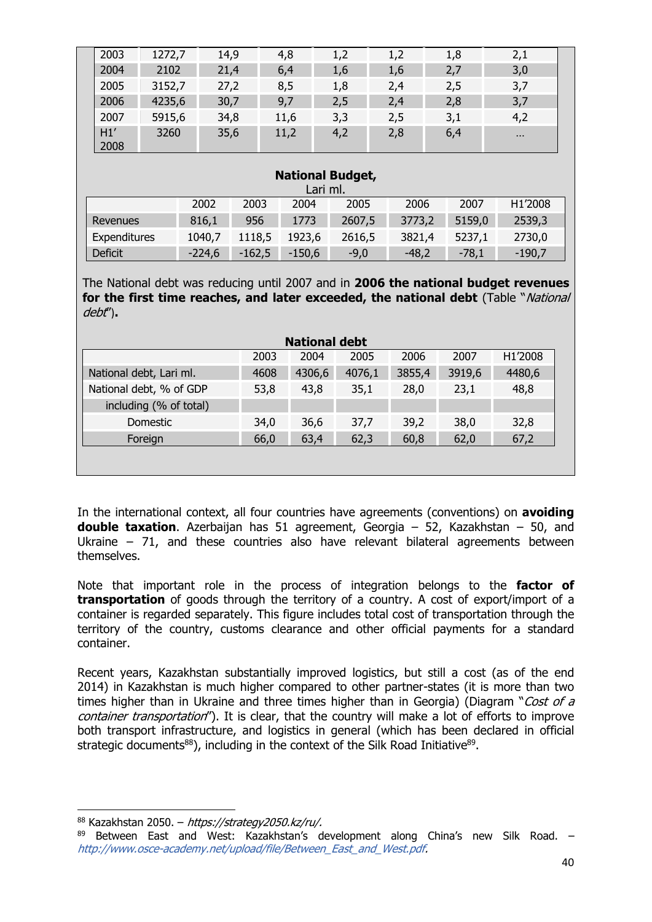| | | | | | | | |
|---|---|---|---|---|---|---|---|
| 2003 | 1272,7 | 14,9 | 4,8 | 1,2 | 1,2 | 1,8 | 2,1 |
| 2004 | 2102 | 21,4 | 6,4 | 1,6 | 1,6 | 2,7 | 3,0 |
| 2005 | 3152,7 | 27,2 | 8,5 | 1,8 | 2,4 | 2,5 | 3,7 |
| 2006 | 4235,6 | 30,7 | 9,7 | 2,5 | 2,4 | 2,8 | 3,7 |
| 2007 | 5915,6 | 34,8 | 11,6 | 3,3 | 2,5 | 3,1 | 4,2 |
| H1' 2008 | 3260 | 35,6 | 11,2 | 4,2 | 2,8 | 6,4 | … |

**National Budget,**
Lari ml.

| | 2002 | 2003 | 2004 | 2005 | 2006 | 2007 | H1'2008 |
|---|---|---|---|---|---|---|---|
| Revenues | 816,1 | 956 | 1773 | 2607,5 | 3773,2 | 5159,0 | 2539,3 |
| Expenditures | 1040,7 | 1118,5 | 1923,6 | 2616,5 | 3821,4 | 5237,1 | 2730,0 |
| Deficit | -224,6 | -162,5 | -150,6 | -9,0 | -48,2 | -78,1 | -190,7 |

The National debt was reducing until 2007 and in **2006 the national budget revenues for the first time reaches, and later exceeded, the national debt** (Table "*National debt*")**.**

**National debt**

| | 2003 | 2004 | 2005 | 2006 | 2007 | H1'2008 |
|---|---|---|---|---|---|---|
| National debt, Lari ml. | 4608 | 4306,6 | 4076,1 | 3855,4 | 3919,6 | 4480,6 |
| National debt, % of GDP | 53,8 | 43,8 | 35,1 | 28,0 | 23,1 | 48,8 |
| including (% of total) | | | | | | |
| Domestic | 34,0 | 36,6 | 37,7 | 39,2 | 38,0 | 32,8 |
| Foreign | 66,0 | 63,4 | 62,3 | 60,8 | 62,0 | 67,2 |

In the international context, all four countries have agreements (conventions) on **avoiding double taxation**. Azerbaijan has 51 agreement, Georgia – 52, Kazakhstan – 50, and Ukraine – 71, and these countries also have relevant bilateral agreements between themselves.

Note that important role in the process of integration belongs to the **factor of transportation** of goods through the territory of a country. A cost of export/import of a container is regarded separately. This figure includes total cost of transportation through the territory of the country, customs clearance and other official payments for a standard container.

Recent years, Kazakhstan substantially improved logistics, but still a cost (as of the end 2014) in Kazakhstan is much higher compared to other partner-states (it is more than two times higher than in Ukraine and three times higher than in Georgia) (Diagram "*Cost of a container transportation*"). It is clear, that the country will make a lot of efforts to improve both transport infrastructure, and logistics in general (which has been declared in official strategic documents[88]), including in the context of the Silk Road Initiative[89].

[88] Kazakhstan 2050. – *https://strategy2050.kz/ru/.*

[89] Between East and West: Kazakhstan's development along China's new Silk Road. – *http://www.osce-academy.net/upload/file/Between_East_and_West.pdf.*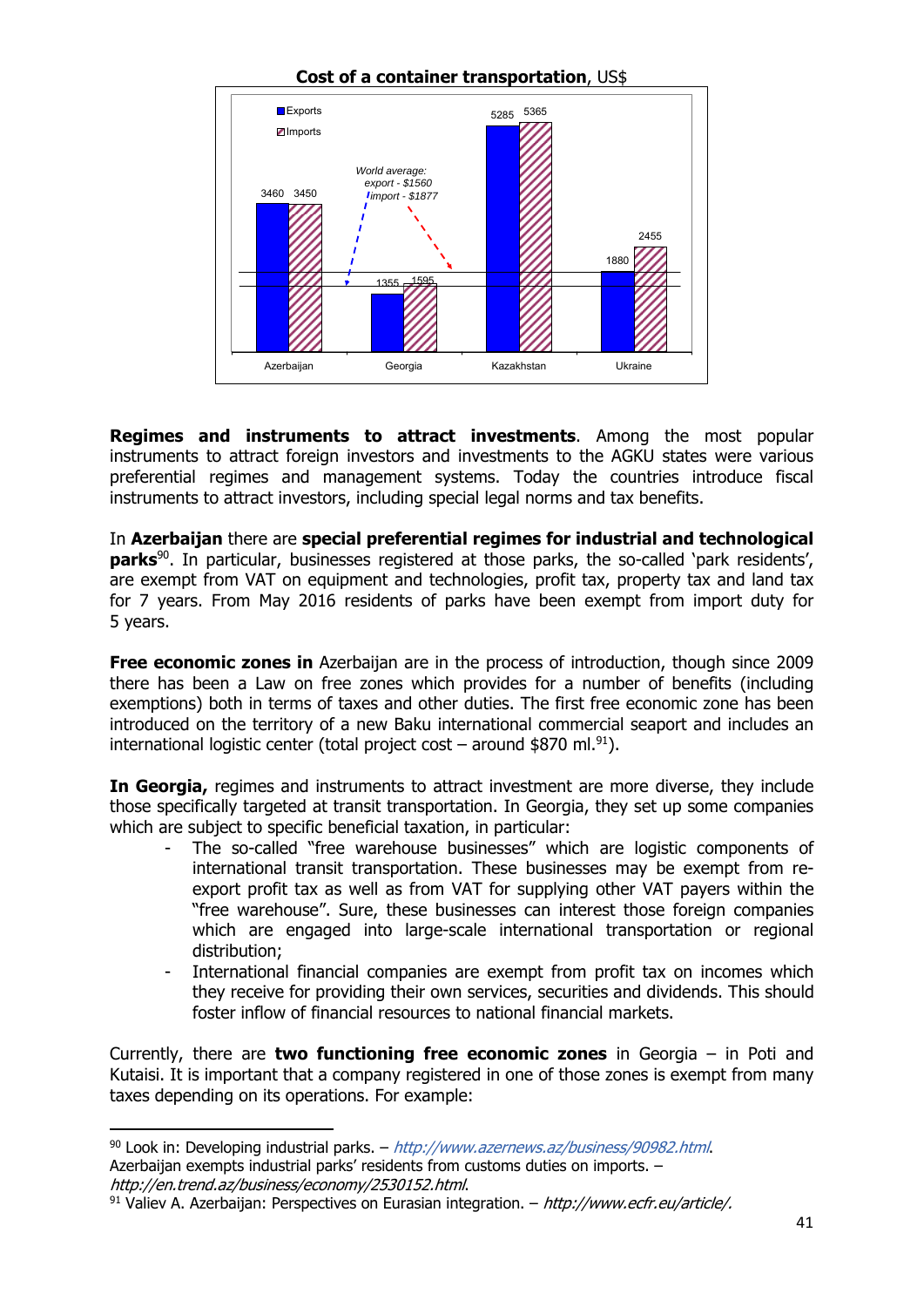**Cost of a container transportation**, US$

| | Exports | Imports |
|---|---|---|
| Azerbaijan | 3460 | 3450 |
| Georgia | 1355 | 1595 |
| Kazakhstan | 5285 | 5365 |
| Ukraine | 1880 | 2455 |

*World average: export - $1560 import - $1877*

**Regimes and instruments to attract investments**. Among the most popular instruments to attract foreign investors and investments to the AGKU states were various preferential regimes and management systems. Today the countries introduce fiscal instruments to attract investors, including special legal norms and tax benefits.

In **Azerbaijan** there are **special preferential regimes for industrial and technological parks**[90]. In particular, businesses registered at those parks, the so-called 'park residents', are exempt from VAT on equipment and technologies, profit tax, property tax and land tax for 7 years. From May 2016 residents of parks have been exempt from import duty for 5 years.

**Free economic zones in** Azerbaijan are in the process of introduction, though since 2009 there has been a Law on free zones which provides for a number of benefits (including exemptions) both in terms of taxes and other duties. The first free economic zone has been introduced on the territory of a new Baku international commercial seaport and includes an international logistic center (total project cost – around $870 ml.[91]).

**In Georgia,** regimes and instruments to attract investment are more diverse, they include those specifically targeted at transit transportation. In Georgia, they set up some companies which are subject to specific beneficial taxation, in particular:

- The so-called "free warehouse businesses" which are logistic components of international transit transportation. These businesses may be exempt from re-export profit tax as well as from VAT for supplying other VAT payers within the "free warehouse". Sure, these businesses can interest those foreign companies which are engaged into large-scale international transportation or regional distribution;
- International financial companies are exempt from profit tax on incomes which they receive for providing their own services, securities and dividends. This should foster inflow of financial resources to national financial markets.

Currently, there are **two functioning free economic zones** in Georgia – in Poti and Kutaisi. It is important that a company registered in one of those zones is exempt from many taxes depending on its operations. For example:

---

[90] Look in: Developing industrial parks. – *http://www.azernews.az/business/90982.html*. Azerbaijan exempts industrial parks' residents from customs duties on imports. – *http://en.trend.az/business/economy/2530152.html*.

[91] Valiev A. Azerbaijan: Perspectives on Eurasian integration. – *http://www.ecfr.eu/article/.*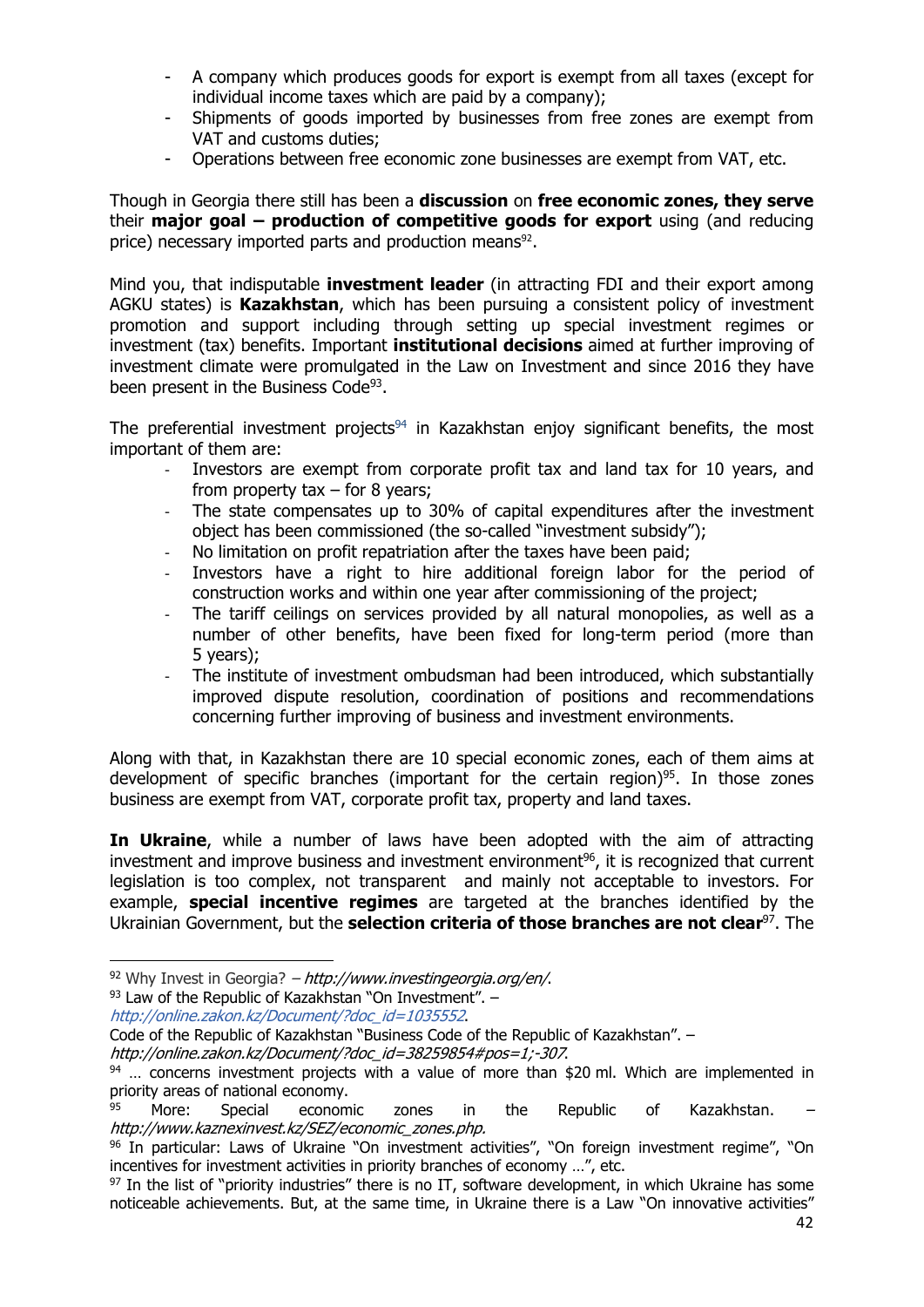- A company which produces goods for export is exempt from all taxes (except for individual income taxes which are paid by a company);
- Shipments of goods imported by businesses from free zones are exempt from VAT and customs duties;
- Operations between free economic zone businesses are exempt from VAT, etc.

Though in Georgia there still has been a **discussion** on **free economic zones, they serve** their **major goal – production of competitive goods for export** using (and reducing price) necessary imported parts and production means[92].

Mind you, that indisputable **investment leader** (in attracting FDI and their export among AGKU states) is **Kazakhstan**, which has been pursuing a consistent policy of investment promotion and support including through setting up special investment regimes or investment (tax) benefits. Important **institutional decisions** aimed at further improving of investment climate were promulgated in the Law on Investment and since 2016 they have been present in the Business Code[93].

The preferential investment projects[94] in Kazakhstan enjoy significant benefits, the most important of them are:

- Investors are exempt from corporate profit tax and land tax for 10 years, and from property tax – for 8 years;
- The state compensates up to 30% of capital expenditures after the investment object has been commissioned (the so-called "investment subsidy");
- No limitation on profit repatriation after the taxes have been paid;
- Investors have a right to hire additional foreign labor for the period of construction works and within one year after commissioning of the project;
- The tariff ceilings on services provided by all natural monopolies, as well as a number of other benefits, have been fixed for long-term period (more than 5 years);
- The institute of investment ombudsman had been introduced, which substantially improved dispute resolution, coordination of positions and recommendations concerning further improving of business and investment environments.

Along with that, in Kazakhstan there are 10 special economic zones, each of them aims at development of specific branches (important for the certain region)[95]. In those zones business are exempt from VAT, corporate profit tax, property and land taxes.

**In Ukraine**, while a number of laws have been adopted with the aim of attracting investment and improve business and investment environment[96], it is recognized that current legislation is too complex, not transparent and mainly not acceptable to investors. For example, **special incentive regimes** are targeted at the branches identified by the Ukrainian Government, but the **selection criteria of those branches are not clear**[97]. The

---

[92] Why Invest in Georgia? – *http://www.investingeorgia.org/en/*.

[93] Law of the Republic of Kazakhstan "On Investment". – *http://online.zakon.kz/Document/?doc_id=1035552*.
Code of the Republic of Kazakhstan "Business Code of the Republic of Kazakhstan". – *http://online.zakon.kz/Document/?doc_id=38259854#pos=1;-307*.

[94] … concerns investment projects with a value of more than $20 ml. Which are implemented in priority areas of national economy.

[95] More: Special economic zones in the Republic of Kazakhstan. – *http://www.kaznexinvest.kz/SEZ/economic_zones.php*.

[96] In particular: Laws of Ukraine "On investment activities", "On foreign investment regime", "On incentives for investment activities in priority branches of economy …", etc.

[97] In the list of "priority industries" there is no IT, software development, in which Ukraine has some noticeable achievements. But, at the same time, in Ukraine there is a Law "On innovative activities"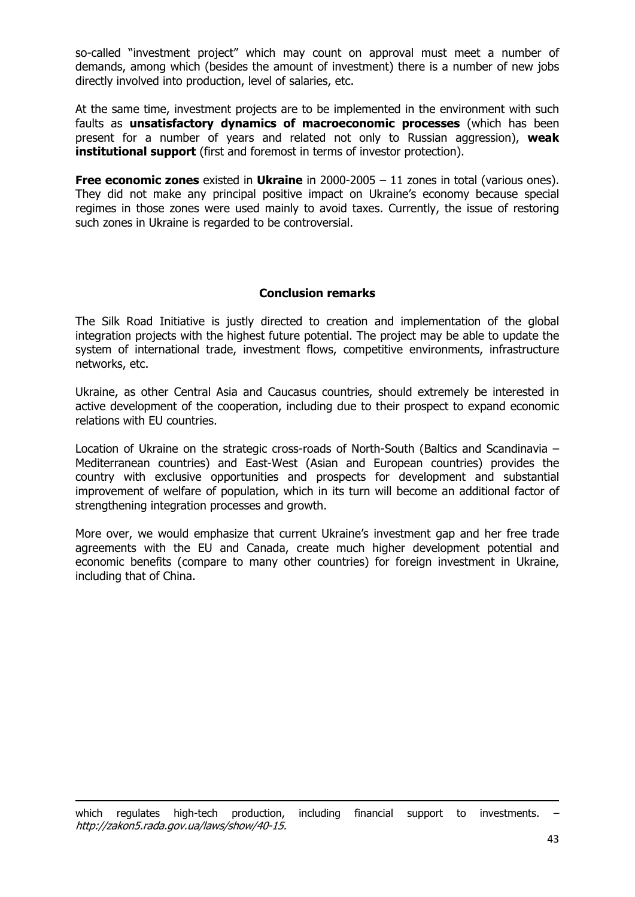so-called "investment project" which may count on approval must meet a number of demands, among which (besides the amount of investment) there is a number of new jobs directly involved into production, level of salaries, etc.

At the same time, investment projects are to be implemented in the environment with such faults as **unsatisfactory dynamics of macroeconomic processes** (which has been present for a number of years and related not only to Russian aggression), **weak institutional support** (first and foremost in terms of investor protection).

**Free economic zones** existed in **Ukraine** in 2000-2005 – 11 zones in total (various ones). They did not make any principal positive impact on Ukraine's economy because special regimes in those zones were used mainly to avoid taxes. Currently, the issue of restoring such zones in Ukraine is regarded to be controversial.

## Conclusion remarks

The Silk Road Initiative is justly directed to creation and implementation of the global integration projects with the highest future potential. The project may be able to update the system of international trade, investment flows, competitive environments, infrastructure networks, etc.

Ukraine, as other Central Asia and Caucasus countries, should extremely be interested in active development of the cooperation, including due to their prospect to expand economic relations with EU countries.

Location of Ukraine on the strategic cross-roads of North-South (Baltics and Scandinavia – Mediterranean countries) and East-West (Asian and European countries) provides the country with exclusive opportunities and prospects for development and substantial improvement of welfare of population, which in its turn will become an additional factor of strengthening integration processes and growth.

More over, we would emphasize that current Ukraine's investment gap and her free trade agreements with the EU and Canada, create much higher development potential and economic benefits (compare to many other countries) for foreign investment in Ukraine, including that of China.

---

which regulates high-tech production, including financial support to investments. – *http://zakon5.rada.gov.ua/laws/show/40-15.*